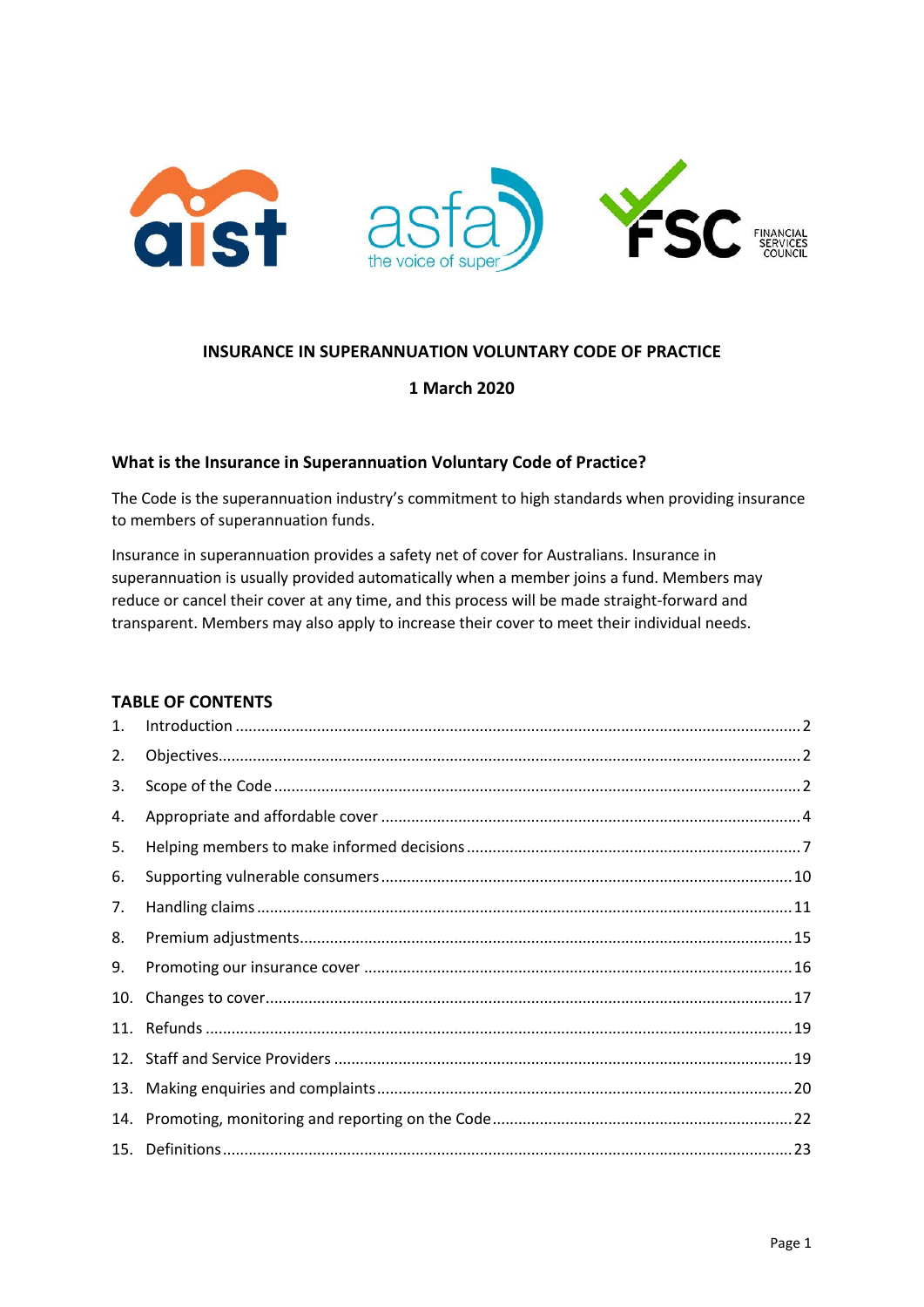# INSURANCE IN SUPERANNUATION VOLUNTARY CODE OF PRACTICE

**1 March 2020**

## What is the Insurance in Superannuation Voluntary Code of Practice?

The Code is the superannuation industry's commitment to high standards when providing insurance to members of superannuation funds.

Insurance in superannuation provides a safety net of cover for Australians. Insurance in superannuation is usually provided automatically when a member joins a fund. Members may reduce or cancel their cover at any time, and this process will be made straight-forward and transparent. Members may also apply to increase their cover to meet their individual needs.

## TABLE OF CONTENTS

| | | |
|---|---|---|
| 1. | Introduction | 2 |
| 2. | Objectives | 2 |
| 3. | Scope of the Code | 2 |
| 4. | Appropriate and affordable cover | 4 |
| 5. | Helping members to make informed decisions | 7 |
| 6. | Supporting vulnerable consumers | 10 |
| 7. | Handling claims | 11 |
| 8. | Premium adjustments | 15 |
| 9. | Promoting our insurance cover | 16 |
| 10. | Changes to cover | 17 |
| 11. | Refunds | 19 |
| 12. | Staff and Service Providers | 19 |
| 13. | Making enquiries and complaints | 20 |
| 14. | Promoting, monitoring and reporting on the Code | 22 |
| 15. | Definitions | 23 |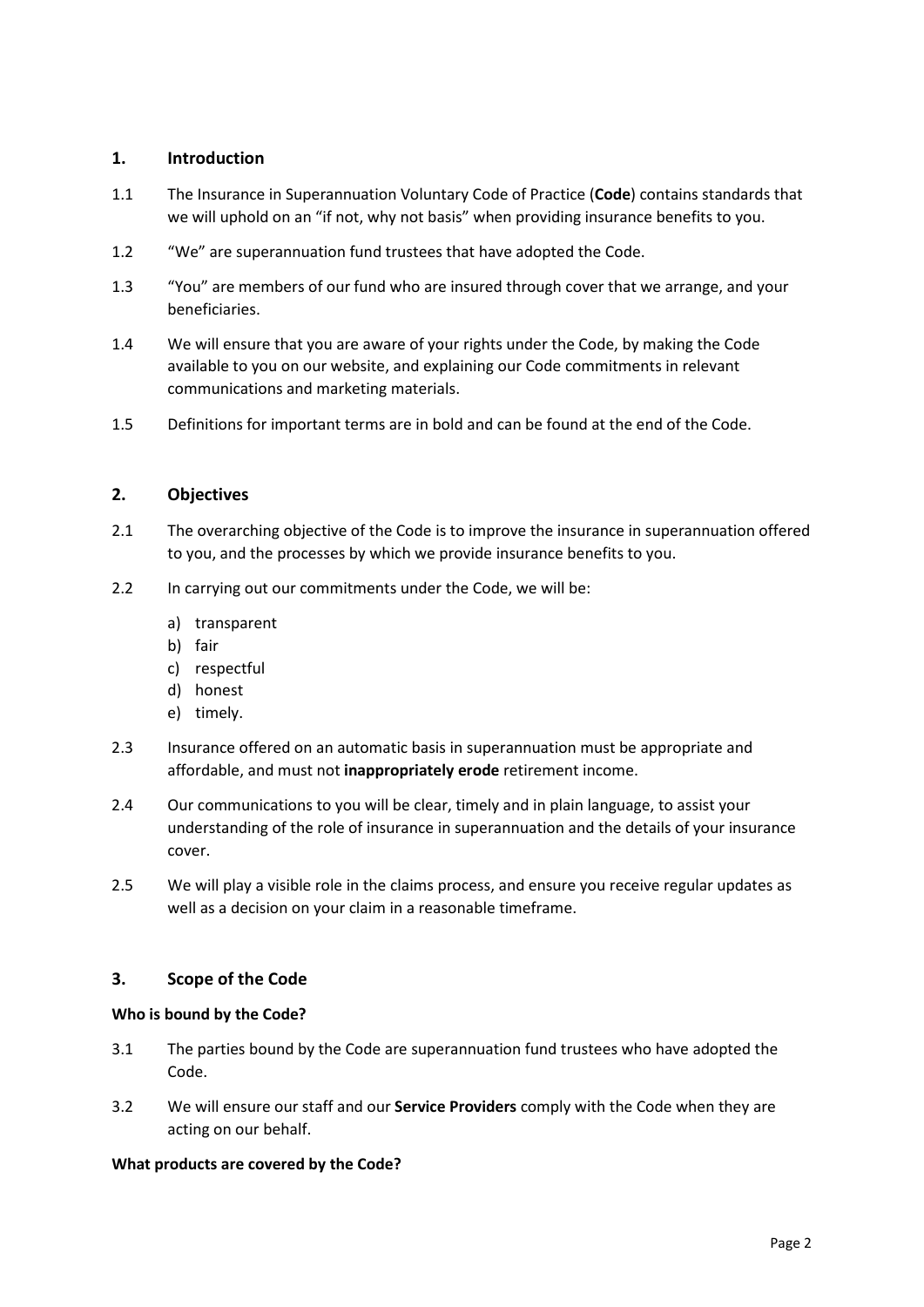## 1. Introduction

1.1 The Insurance in Superannuation Voluntary Code of Practice (**Code**) contains standards that we will uphold on an "if not, why not basis" when providing insurance benefits to you.

1.2 "We" are superannuation fund trustees that have adopted the Code.

1.3 "You" are members of our fund who are insured through cover that we arrange, and your beneficiaries.

1.4 We will ensure that you are aware of your rights under the Code, by making the Code available to you on our website, and explaining our Code commitments in relevant communications and marketing materials.

1.5 Definitions for important terms are in bold and can be found at the end of the Code.

## 2. Objectives

2.1 The overarching objective of the Code is to improve the insurance in superannuation offered to you, and the processes by which we provide insurance benefits to you.

2.2 In carrying out our commitments under the Code, we will be:

a) transparent
b) fair
c) respectful
d) honest
e) timely.

2.3 Insurance offered on an automatic basis in superannuation must be appropriate and affordable, and must not **inappropriately erode** retirement income.

2.4 Our communications to you will be clear, timely and in plain language, to assist your understanding of the role of insurance in superannuation and the details of your insurance cover.

2.5 We will play a visible role in the claims process, and ensure you receive regular updates as well as a decision on your claim in a reasonable timeframe.

## 3. Scope of the Code

**Who is bound by the Code?**

3.1 The parties bound by the Code are superannuation fund trustees who have adopted the Code.

3.2 We will ensure our staff and our **Service Providers** comply with the Code when they are acting on our behalf.

**What products are covered by the Code?**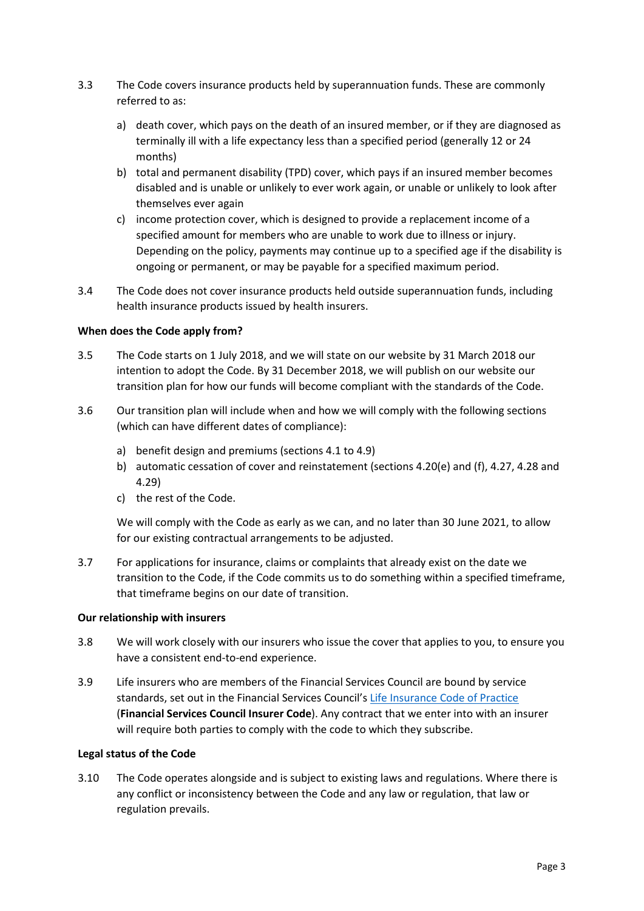3.3 The Code covers insurance products held by superannuation funds. These are commonly referred to as:

a) death cover, which pays on the death of an insured member, or if they are diagnosed as terminally ill with a life expectancy less than a specified period (generally 12 or 24 months)

b) total and permanent disability (TPD) cover, which pays if an insured member becomes disabled and is unable or unlikely to ever work again, or unable or unlikely to look after themselves ever again

c) income protection cover, which is designed to provide a replacement income of a specified amount for members who are unable to work due to illness or injury. Depending on the policy, payments may continue up to a specified age if the disability is ongoing or permanent, or may be payable for a specified maximum period.

3.4 The Code does not cover insurance products held outside superannuation funds, including health insurance products issued by health insurers.

**When does the Code apply from?**

3.5 The Code starts on 1 July 2018, and we will state on our website by 31 March 2018 our intention to adopt the Code. By 31 December 2018, we will publish on our website our transition plan for how our funds will become compliant with the standards of the Code.

3.6 Our transition plan will include when and how we will comply with the following sections (which can have different dates of compliance):

a) benefit design and premiums (sections 4.1 to 4.9)

b) automatic cessation of cover and reinstatement (sections 4.20(e) and (f), 4.27, 4.28 and 4.29)

c) the rest of the Code.

We will comply with the Code as early as we can, and no later than 30 June 2021, to allow for our existing contractual arrangements to be adjusted.

3.7 For applications for insurance, claims or complaints that already exist on the date we transition to the Code, if the Code commits us to do something within a specified timeframe, that timeframe begins on our date of transition.

**Our relationship with insurers**

3.8 We will work closely with our insurers who issue the cover that applies to you, to ensure you have a consistent end-to-end experience.

3.9 Life insurers who are members of the Financial Services Council are bound by service standards, set out in the Financial Services Council's Life Insurance Code of Practice (**Financial Services Council Insurer Code**). Any contract that we enter into with an insurer will require both parties to comply with the code to which they subscribe.

**Legal status of the Code**

3.10 The Code operates alongside and is subject to existing laws and regulations. Where there is any conflict or inconsistency between the Code and any law or regulation, that law or regulation prevails.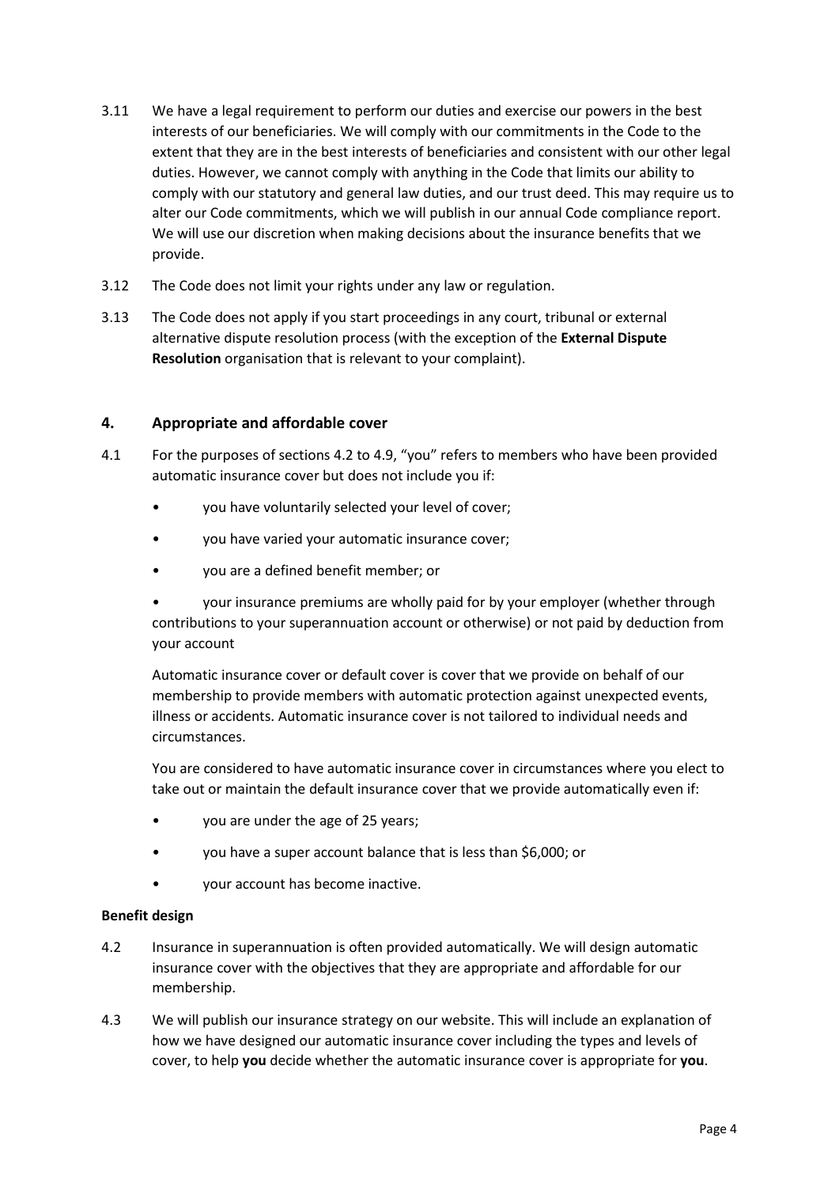3.11 We have a legal requirement to perform our duties and exercise our powers in the best interests of our beneficiaries. We will comply with our commitments in the Code to the extent that they are in the best interests of beneficiaries and consistent with our other legal duties. However, we cannot comply with anything in the Code that limits our ability to comply with our statutory and general law duties, and our trust deed. This may require us to alter our Code commitments, which we will publish in our annual Code compliance report. We will use our discretion when making decisions about the insurance benefits that we provide.

3.12 The Code does not limit your rights under any law or regulation.

3.13 The Code does not apply if you start proceedings in any court, tribunal or external alternative dispute resolution process (with the exception of the **External Dispute Resolution** organisation that is relevant to your complaint).

## 4. Appropriate and affordable cover

4.1 For the purposes of sections 4.2 to 4.9, "you" refers to members who have been provided automatic insurance cover but does not include you if:

- you have voluntarily selected your level of cover;
- you have varied your automatic insurance cover;
- you are a defined benefit member; or
- your insurance premiums are wholly paid for by your employer (whether through contributions to your superannuation account or otherwise) or not paid by deduction from your account

Automatic insurance cover or default cover is cover that we provide on behalf of our membership to provide members with automatic protection against unexpected events, illness or accidents. Automatic insurance cover is not tailored to individual needs and circumstances.

You are considered to have automatic insurance cover in circumstances where you elect to take out or maintain the default insurance cover that we provide automatically even if:

- you are under the age of 25 years;
- you have a super account balance that is less than $6,000; or
- your account has become inactive.

**Benefit design**

4.2 Insurance in superannuation is often provided automatically. We will design automatic insurance cover with the objectives that they are appropriate and affordable for our membership.

4.3 We will publish our insurance strategy on our website. This will include an explanation of how we have designed our automatic insurance cover including the types and levels of cover, to help **you** decide whether the automatic insurance cover is appropriate for **you**.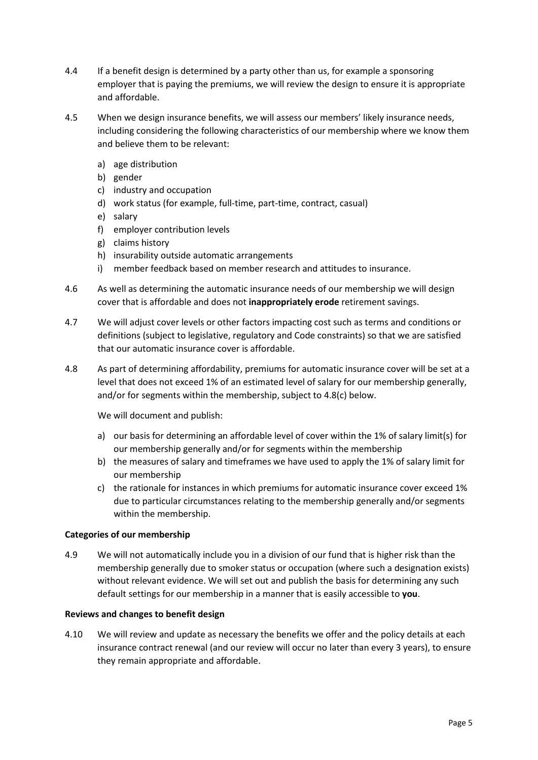4.4 If a benefit design is determined by a party other than us, for example a sponsoring employer that is paying the premiums, we will review the design to ensure it is appropriate and affordable.

4.5 When we design insurance benefits, we will assess our members' likely insurance needs, including considering the following characteristics of our membership where we know them and believe them to be relevant:

a) age distribution
b) gender
c) industry and occupation
d) work status (for example, full-time, part-time, contract, casual)
e) salary
f) employer contribution levels
g) claims history
h) insurability outside automatic arrangements
i) member feedback based on member research and attitudes to insurance.

4.6 As well as determining the automatic insurance needs of our membership we will design cover that is affordable and does not **inappropriately erode** retirement savings.

4.7 We will adjust cover levels or other factors impacting cost such as terms and conditions or definitions (subject to legislative, regulatory and Code constraints) so that we are satisfied that our automatic insurance cover is affordable.

4.8 As part of determining affordability, premiums for automatic insurance cover will be set at a level that does not exceed 1% of an estimated level of salary for our membership generally, and/or for segments within the membership, subject to 4.8(c) below.

We will document and publish:

a) our basis for determining an affordable level of cover within the 1% of salary limit(s) for our membership generally and/or for segments within the membership
b) the measures of salary and timeframes we have used to apply the 1% of salary limit for our membership
c) the rationale for instances in which premiums for automatic insurance cover exceed 1% due to particular circumstances relating to the membership generally and/or segments within the membership.

**Categories of our membership**

4.9 We will not automatically include you in a division of our fund that is higher risk than the membership generally due to smoker status or occupation (where such a designation exists) without relevant evidence. We will set out and publish the basis for determining any such default settings for our membership in a manner that is easily accessible to **you**.

**Reviews and changes to benefit design**

4.10 We will review and update as necessary the benefits we offer and the policy details at each insurance contract renewal (and our review will occur no later than every 3 years), to ensure they remain appropriate and affordable.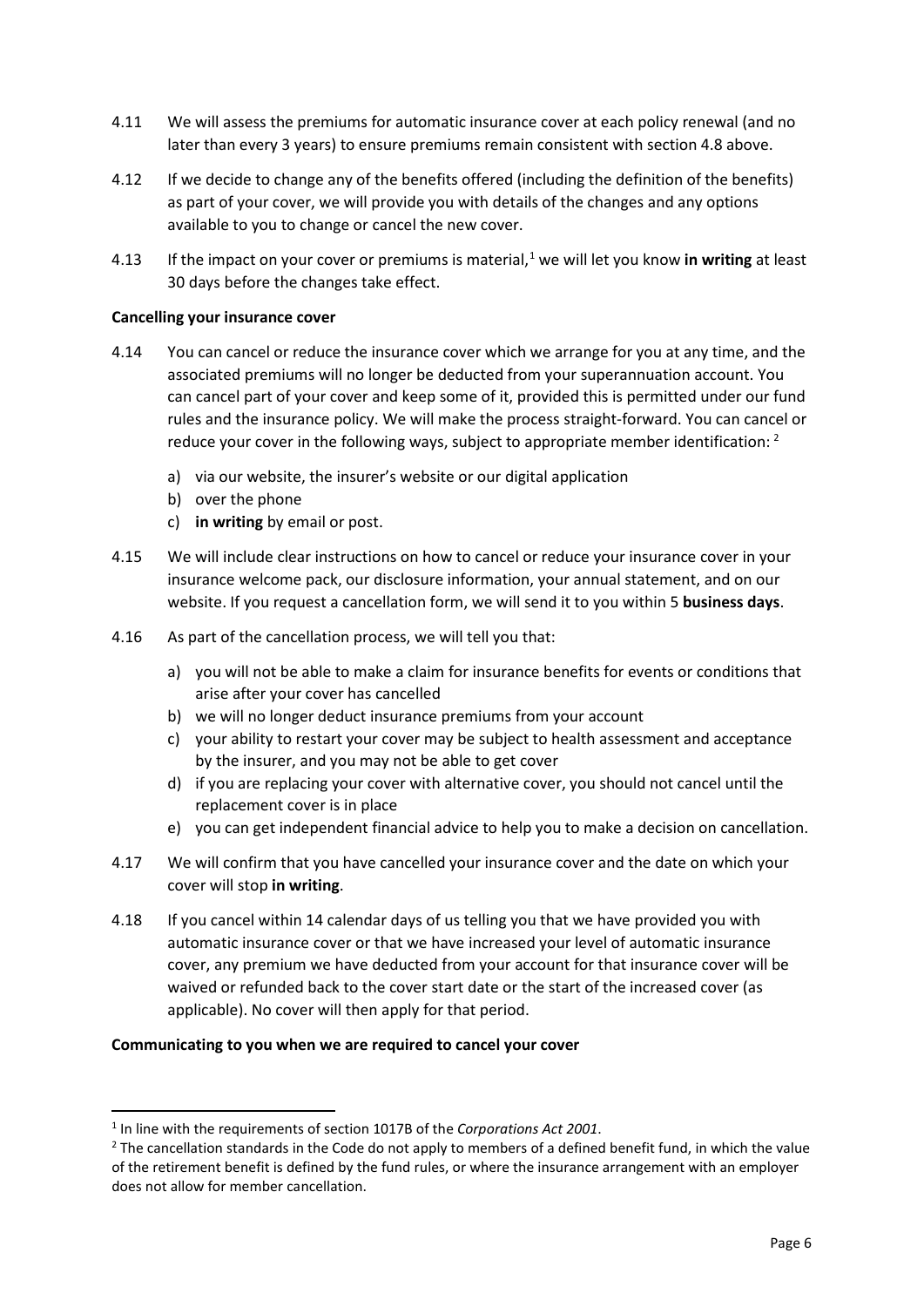4.11 We will assess the premiums for automatic insurance cover at each policy renewal (and no later than every 3 years) to ensure premiums remain consistent with section 4.8 above.

4.12 If we decide to change any of the benefits offered (including the definition of the benefits) as part of your cover, we will provide you with details of the changes and any options available to you to change or cancel the new cover.

4.13 If the impact on your cover or premiums is material,[1] we will let you know **in writing** at least 30 days before the changes take effect.

**Cancelling your insurance cover**

4.14 You can cancel or reduce the insurance cover which we arrange for you at any time, and the associated premiums will no longer be deducted from your superannuation account. You can cancel part of your cover and keep some of it, provided this is permitted under our fund rules and the insurance policy. We will make the process straight-forward. You can cancel or reduce your cover in the following ways, subject to appropriate member identification: [2]

a) via our website, the insurer's website or our digital application
b) over the phone
c) **in writing** by email or post.

4.15 We will include clear instructions on how to cancel or reduce your insurance cover in your insurance welcome pack, our disclosure information, your annual statement, and on our website. If you request a cancellation form, we will send it to you within 5 **business days**.

4.16 As part of the cancellation process, we will tell you that:

a) you will not be able to make a claim for insurance benefits for events or conditions that arise after your cover has cancelled
b) we will no longer deduct insurance premiums from your account
c) your ability to restart your cover may be subject to health assessment and acceptance by the insurer, and you may not be able to get cover
d) if you are replacing your cover with alternative cover, you should not cancel until the replacement cover is in place
e) you can get independent financial advice to help you to make a decision on cancellation.

4.17 We will confirm that you have cancelled your insurance cover and the date on which your cover will stop **in writing**.

4.18 If you cancel within 14 calendar days of us telling you that we have provided you with automatic insurance cover or that we have increased your level of automatic insurance cover, any premium we have deducted from your account for that insurance cover will be waived or refunded back to the cover start date or the start of the increased cover (as applicable). No cover will then apply for that period.

**Communicating to you when we are required to cancel your cover**

---

[1] In line with the requirements of section 1017B of the *Corporations Act 2001*.

[2] The cancellation standards in the Code do not apply to members of a defined benefit fund, in which the value of the retirement benefit is defined by the fund rules, or where the insurance arrangement with an employer does not allow for member cancellation.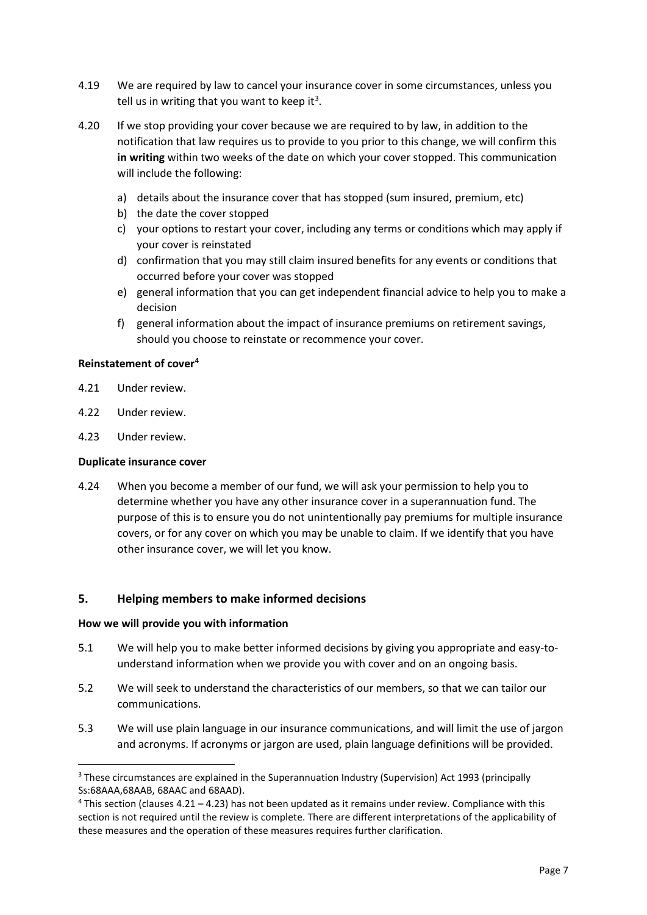4.19 We are required by law to cancel your insurance cover in some circumstances, unless you tell us in writing that you want to keep it[3].

4.20 If we stop providing your cover because we are required to by law, in addition to the notification that law requires us to provide to you prior to this change, we will confirm this **in writing** within two weeks of the date on which your cover stopped. This communication will include the following:

a) details about the insurance cover that has stopped (sum insured, premium, etc)
b) the date the cover stopped
c) your options to restart your cover, including any terms or conditions which may apply if your cover is reinstated
d) confirmation that you may still claim insured benefits for any events or conditions that occurred before your cover was stopped
e) general information that you can get independent financial advice to help you to make a decision
f) general information about the impact of insurance premiums on retirement savings, should you choose to reinstate or recommence your cover.

**Reinstatement of cover[4]**

4.21 Under review.

4.22 Under review.

4.23 Under review.

**Duplicate insurance cover**

4.24 When you become a member of our fund, we will ask your permission to help you to determine whether you have any other insurance cover in a superannuation fund. The purpose of this is to ensure you do not unintentionally pay premiums for multiple insurance covers, or for any cover on which you may be unable to claim. If we identify that you have other insurance cover, we will let you know.

## 5. Helping members to make informed decisions

**How we will provide you with information**

5.1 We will help you to make better informed decisions by giving you appropriate and easy-to-understand information when we provide you with cover and on an ongoing basis.

5.2 We will seek to understand the characteristics of our members, so that we can tailor our communications.

5.3 We will use plain language in our insurance communications, and will limit the use of jargon and acronyms. If acronyms or jargon are used, plain language definitions will be provided.

---

[3] These circumstances are explained in the Superannuation Industry (Supervision) Act 1993 (principally Ss:68AAA,68AAB, 68AAC and 68AAD).

[4] This section (clauses 4.21 – 4.23) has not been updated as it remains under review. Compliance with this section is not required until the review is complete. There are different interpretations of the applicability of these measures and the operation of these measures requires further clarification.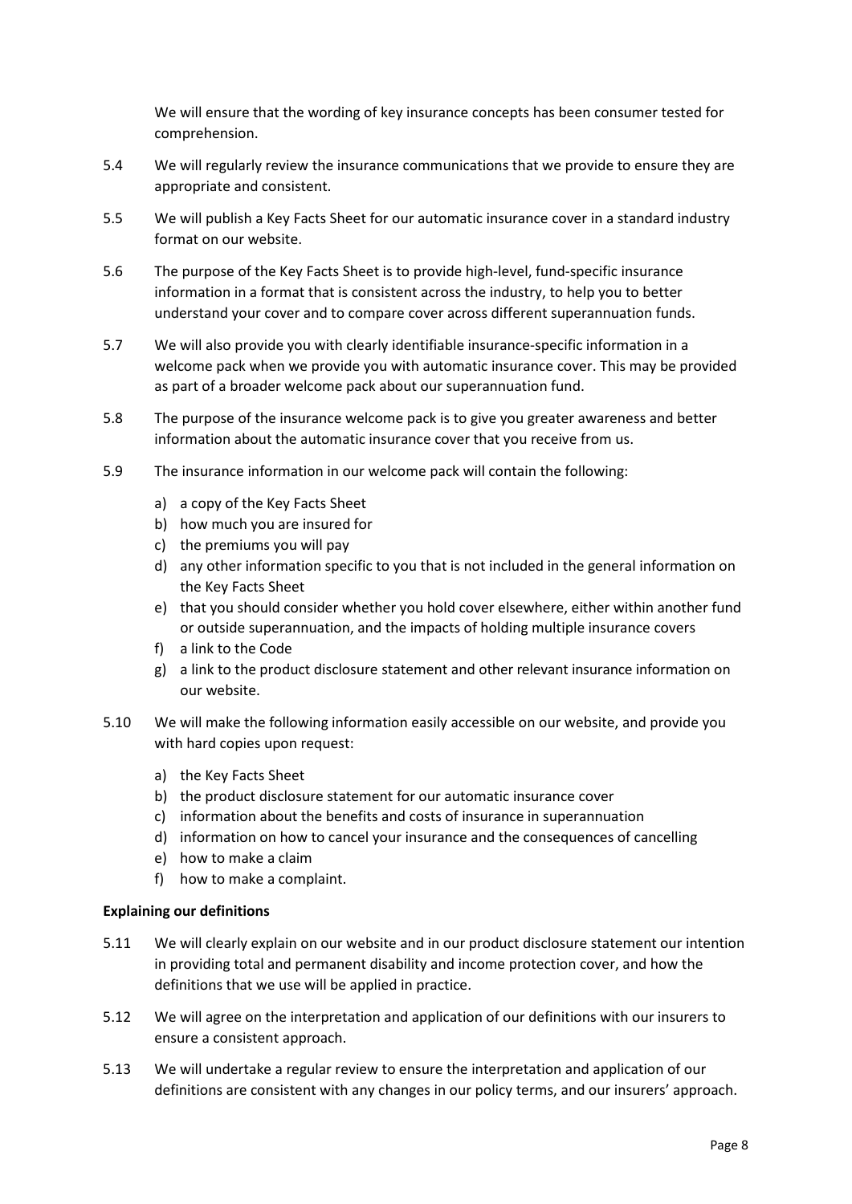We will ensure that the wording of key insurance concepts has been consumer tested for comprehension.

5.4 We will regularly review the insurance communications that we provide to ensure they are appropriate and consistent.

5.5 We will publish a Key Facts Sheet for our automatic insurance cover in a standard industry format on our website.

5.6 The purpose of the Key Facts Sheet is to provide high-level, fund-specific insurance information in a format that is consistent across the industry, to help you to better understand your cover and to compare cover across different superannuation funds.

5.7 We will also provide you with clearly identifiable insurance-specific information in a welcome pack when we provide you with automatic insurance cover. This may be provided as part of a broader welcome pack about our superannuation fund.

5.8 The purpose of the insurance welcome pack is to give you greater awareness and better information about the automatic insurance cover that you receive from us.

5.9 The insurance information in our welcome pack will contain the following:

a) a copy of the Key Facts Sheet
b) how much you are insured for
c) the premiums you will pay
d) any other information specific to you that is not included in the general information on the Key Facts Sheet
e) that you should consider whether you hold cover elsewhere, either within another fund or outside superannuation, and the impacts of holding multiple insurance covers
f) a link to the Code
g) a link to the product disclosure statement and other relevant insurance information on our website.

5.10 We will make the following information easily accessible on our website, and provide you with hard copies upon request:

a) the Key Facts Sheet
b) the product disclosure statement for our automatic insurance cover
c) information about the benefits and costs of insurance in superannuation
d) information on how to cancel your insurance and the consequences of cancelling
e) how to make a claim
f) how to make a complaint.

**Explaining our definitions**

5.11 We will clearly explain on our website and in our product disclosure statement our intention in providing total and permanent disability and income protection cover, and how the definitions that we use will be applied in practice.

5.12 We will agree on the interpretation and application of our definitions with our insurers to ensure a consistent approach.

5.13 We will undertake a regular review to ensure the interpretation and application of our definitions are consistent with any changes in our policy terms, and our insurers' approach.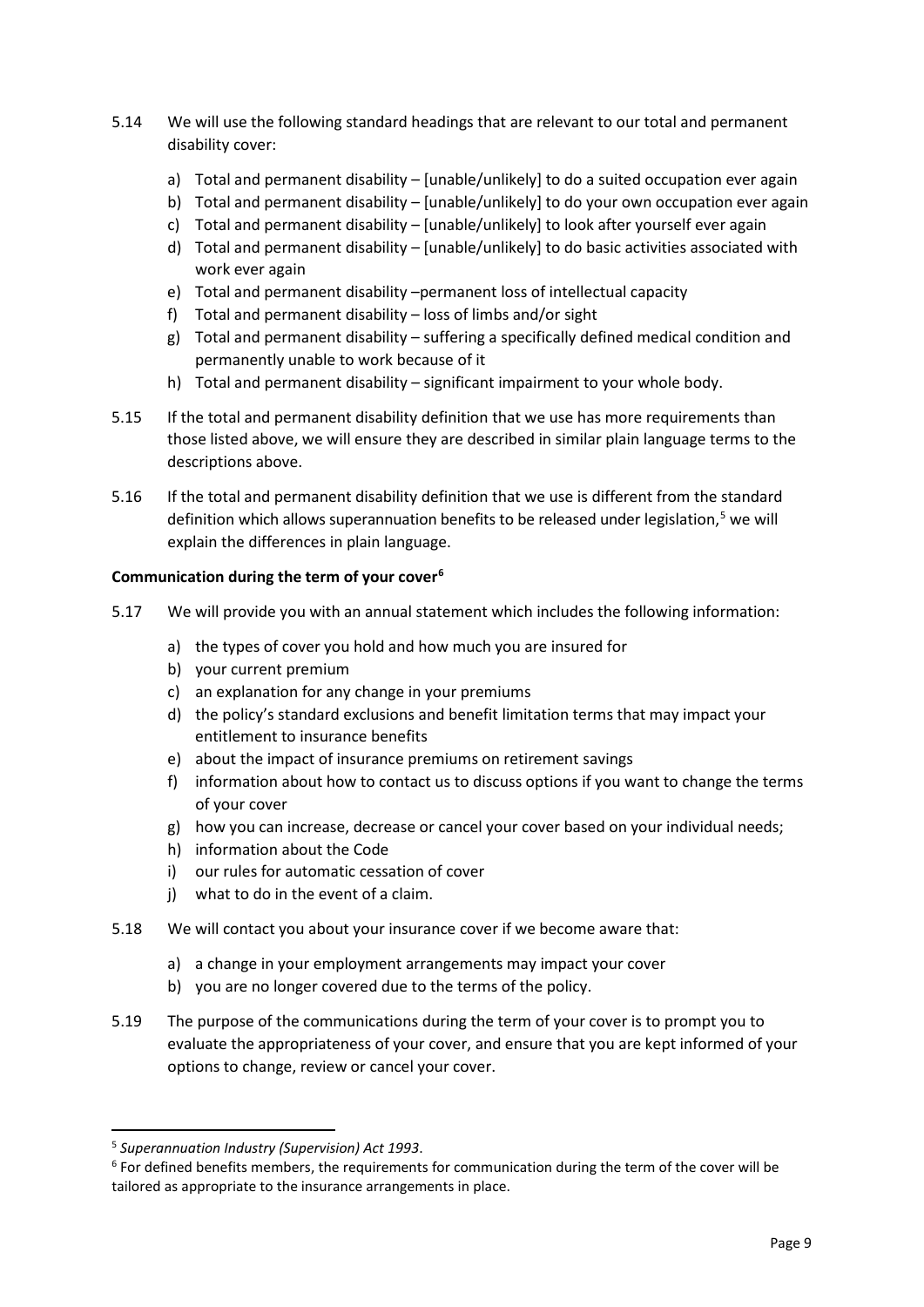5.14 We will use the following standard headings that are relevant to our total and permanent disability cover:

a) Total and permanent disability – [unable/unlikely] to do a suited occupation ever again
b) Total and permanent disability – [unable/unlikely] to do your own occupation ever again
c) Total and permanent disability – [unable/unlikely] to look after yourself ever again
d) Total and permanent disability – [unable/unlikely] to do basic activities associated with work ever again
e) Total and permanent disability –permanent loss of intellectual capacity
f) Total and permanent disability – loss of limbs and/or sight
g) Total and permanent disability – suffering a specifically defined medical condition and permanently unable to work because of it
h) Total and permanent disability – significant impairment to your whole body.

5.15 If the total and permanent disability definition that we use has more requirements than those listed above, we will ensure they are described in similar plain language terms to the descriptions above.

5.16 If the total and permanent disability definition that we use is different from the standard definition which allows superannuation benefits to be released under legislation,[5] we will explain the differences in plain language.

**Communication during the term of your cover[6]**

5.17 We will provide you with an annual statement which includes the following information:

a) the types of cover you hold and how much you are insured for
b) your current premium
c) an explanation for any change in your premiums
d) the policy's standard exclusions and benefit limitation terms that may impact your entitlement to insurance benefits
e) about the impact of insurance premiums on retirement savings
f) information about how to contact us to discuss options if you want to change the terms of your cover
g) how you can increase, decrease or cancel your cover based on your individual needs;
h) information about the Code
i) our rules for automatic cessation of cover
j) what to do in the event of a claim.

5.18 We will contact you about your insurance cover if we become aware that:

a) a change in your employment arrangements may impact your cover
b) you are no longer covered due to the terms of the policy.

5.19 The purpose of the communications during the term of your cover is to prompt you to evaluate the appropriateness of your cover, and ensure that you are kept informed of your options to change, review or cancel your cover.

---

[5] *Superannuation Industry (Supervision) Act 1993*.

[6] For defined benefits members, the requirements for communication during the term of the cover will be tailored as appropriate to the insurance arrangements in place.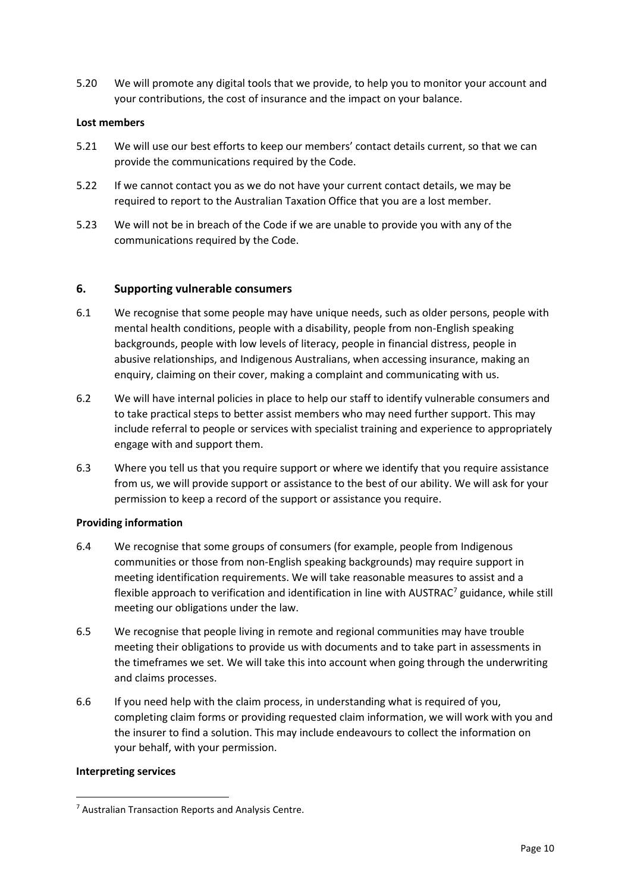5.20 We will promote any digital tools that we provide, to help you to monitor your account and your contributions, the cost of insurance and the impact on your balance.

**Lost members**

5.21 We will use our best efforts to keep our members' contact details current, so that we can provide the communications required by the Code.

5.22 If we cannot contact you as we do not have your current contact details, we may be required to report to the Australian Taxation Office that you are a lost member.

5.23 We will not be in breach of the Code if we are unable to provide you with any of the communications required by the Code.

## 6. Supporting vulnerable consumers

6.1 We recognise that some people may have unique needs, such as older persons, people with mental health conditions, people with a disability, people from non-English speaking backgrounds, people with low levels of literacy, people in financial distress, people in abusive relationships, and Indigenous Australians, when accessing insurance, making an enquiry, claiming on their cover, making a complaint and communicating with us.

6.2 We will have internal policies in place to help our staff to identify vulnerable consumers and to take practical steps to better assist members who may need further support. This may include referral to people or services with specialist training and experience to appropriately engage with and support them.

6.3 Where you tell us that you require support or where we identify that you require assistance from us, we will provide support or assistance to the best of our ability. We will ask for your permission to keep a record of the support or assistance you require.

**Providing information**

6.4 We recognise that some groups of consumers (for example, people from Indigenous communities or those from non-English speaking backgrounds) may require support in meeting identification requirements. We will take reasonable measures to assist and a flexible approach to verification and identification in line with AUSTRAC[7] guidance, while still meeting our obligations under the law.

6.5 We recognise that people living in remote and regional communities may have trouble meeting their obligations to provide us with documents and to take part in assessments in the timeframes we set. We will take this into account when going through the underwriting and claims processes.

6.6 If you need help with the claim process, in understanding what is required of you, completing claim forms or providing requested claim information, we will work with you and the insurer to find a solution. This may include endeavours to collect the information on your behalf, with your permission.

**Interpreting services**

[7] Australian Transaction Reports and Analysis Centre.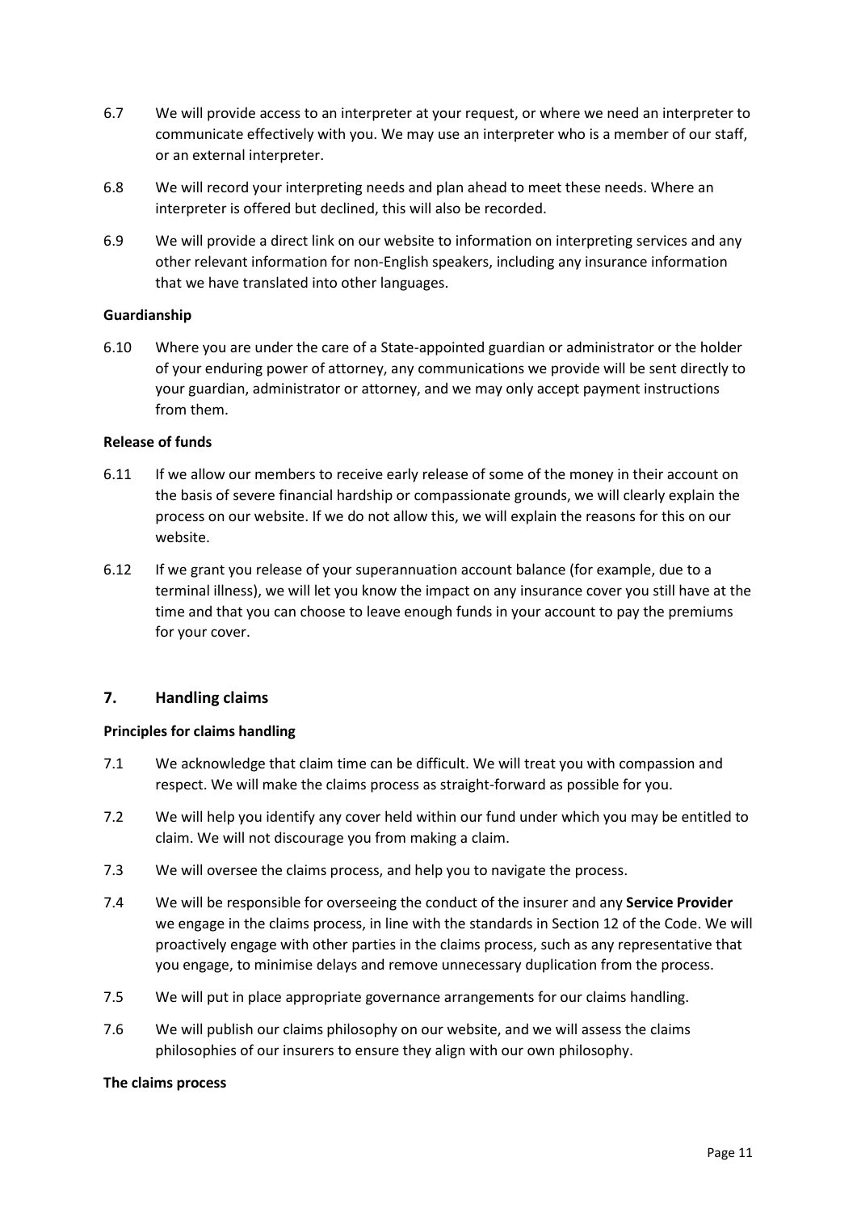6.7 We will provide access to an interpreter at your request, or where we need an interpreter to communicate effectively with you. We may use an interpreter who is a member of our staff, or an external interpreter.

6.8 We will record your interpreting needs and plan ahead to meet these needs. Where an interpreter is offered but declined, this will also be recorded.

6.9 We will provide a direct link on our website to information on interpreting services and any other relevant information for non-English speakers, including any insurance information that we have translated into other languages.

**Guardianship**

6.10 Where you are under the care of a State-appointed guardian or administrator or the holder of your enduring power of attorney, any communications we provide will be sent directly to your guardian, administrator or attorney, and we may only accept payment instructions from them.

**Release of funds**

6.11 If we allow our members to receive early release of some of the money in their account on the basis of severe financial hardship or compassionate grounds, we will clearly explain the process on our website. If we do not allow this, we will explain the reasons for this on our website.

6.12 If we grant you release of your superannuation account balance (for example, due to a terminal illness), we will let you know the impact on any insurance cover you still have at the time and that you can choose to leave enough funds in your account to pay the premiums for your cover.

## 7. Handling claims

**Principles for claims handling**

7.1 We acknowledge that claim time can be difficult. We will treat you with compassion and respect. We will make the claims process as straight-forward as possible for you.

7.2 We will help you identify any cover held within our fund under which you may be entitled to claim. We will not discourage you from making a claim.

7.3 We will oversee the claims process, and help you to navigate the process.

7.4 We will be responsible for overseeing the conduct of the insurer and any **Service Provider** we engage in the claims process, in line with the standards in Section 12 of the Code. We will proactively engage with other parties in the claims process, such as any representative that you engage, to minimise delays and remove unnecessary duplication from the process.

7.5 We will put in place appropriate governance arrangements for our claims handling.

7.6 We will publish our claims philosophy on our website, and we will assess the claims philosophies of our insurers to ensure they align with our own philosophy.

**The claims process**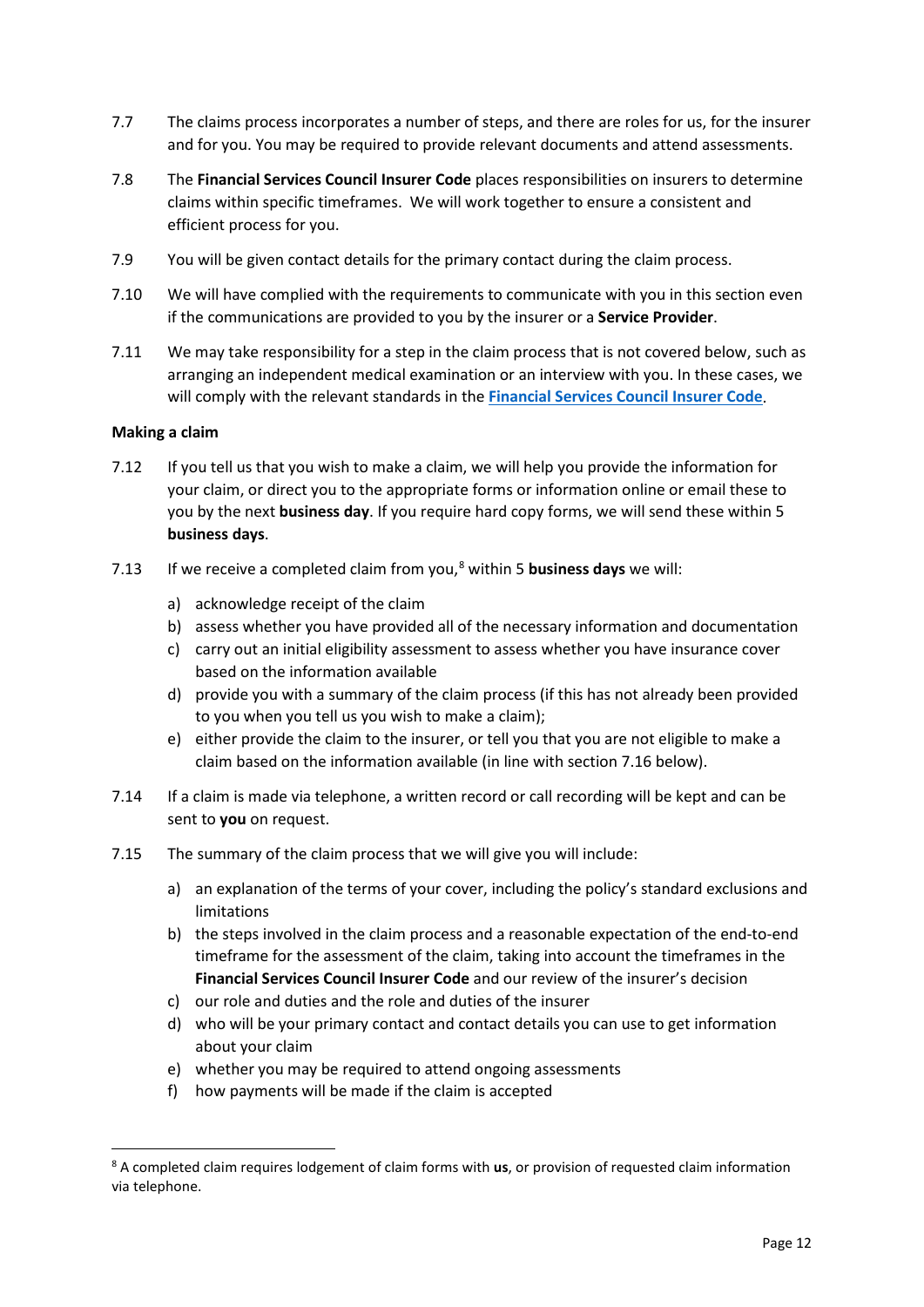7.7 The claims process incorporates a number of steps, and there are roles for us, for the insurer and for you. You may be required to provide relevant documents and attend assessments.

7.8 The **Financial Services Council Insurer Code** places responsibilities on insurers to determine claims within specific timeframes. We will work together to ensure a consistent and efficient process for you.

7.9 You will be given contact details for the primary contact during the claim process.

7.10 We will have complied with the requirements to communicate with you in this section even if the communications are provided to you by the insurer or a **Service Provider**.

7.11 We may take responsibility for a step in the claim process that is not covered below, such as arranging an independent medical examination or an interview with you. In these cases, we will comply with the relevant standards in the **Financial Services Council Insurer Code**.

**Making a claim**

7.12 If you tell us that you wish to make a claim, we will help you provide the information for your claim, or direct you to the appropriate forms or information online or email these to you by the next **business day**. If you require hard copy forms, we will send these within 5 **business days**.

7.13 If we receive a completed claim from you,[8] within 5 **business days** we will:

a) acknowledge receipt of the claim
b) assess whether you have provided all of the necessary information and documentation
c) carry out an initial eligibility assessment to assess whether you have insurance cover based on the information available
d) provide you with a summary of the claim process (if this has not already been provided to you when you tell us you wish to make a claim);
e) either provide the claim to the insurer, or tell you that you are not eligible to make a claim based on the information available (in line with section 7.16 below).

7.14 If a claim is made via telephone, a written record or call recording will be kept and can be sent to **you** on request.

7.15 The summary of the claim process that we will give you will include:

a) an explanation of the terms of your cover, including the policy's standard exclusions and limitations
b) the steps involved in the claim process and a reasonable expectation of the end-to-end timeframe for the assessment of the claim, taking into account the timeframes in the **Financial Services Council Insurer Code** and our review of the insurer's decision
c) our role and duties and the role and duties of the insurer
d) who will be your primary contact and contact details you can use to get information about your claim
e) whether you may be required to attend ongoing assessments
f) how payments will be made if the claim is accepted

[8] A completed claim requires lodgement of claim forms with **us**, or provision of requested claim information via telephone.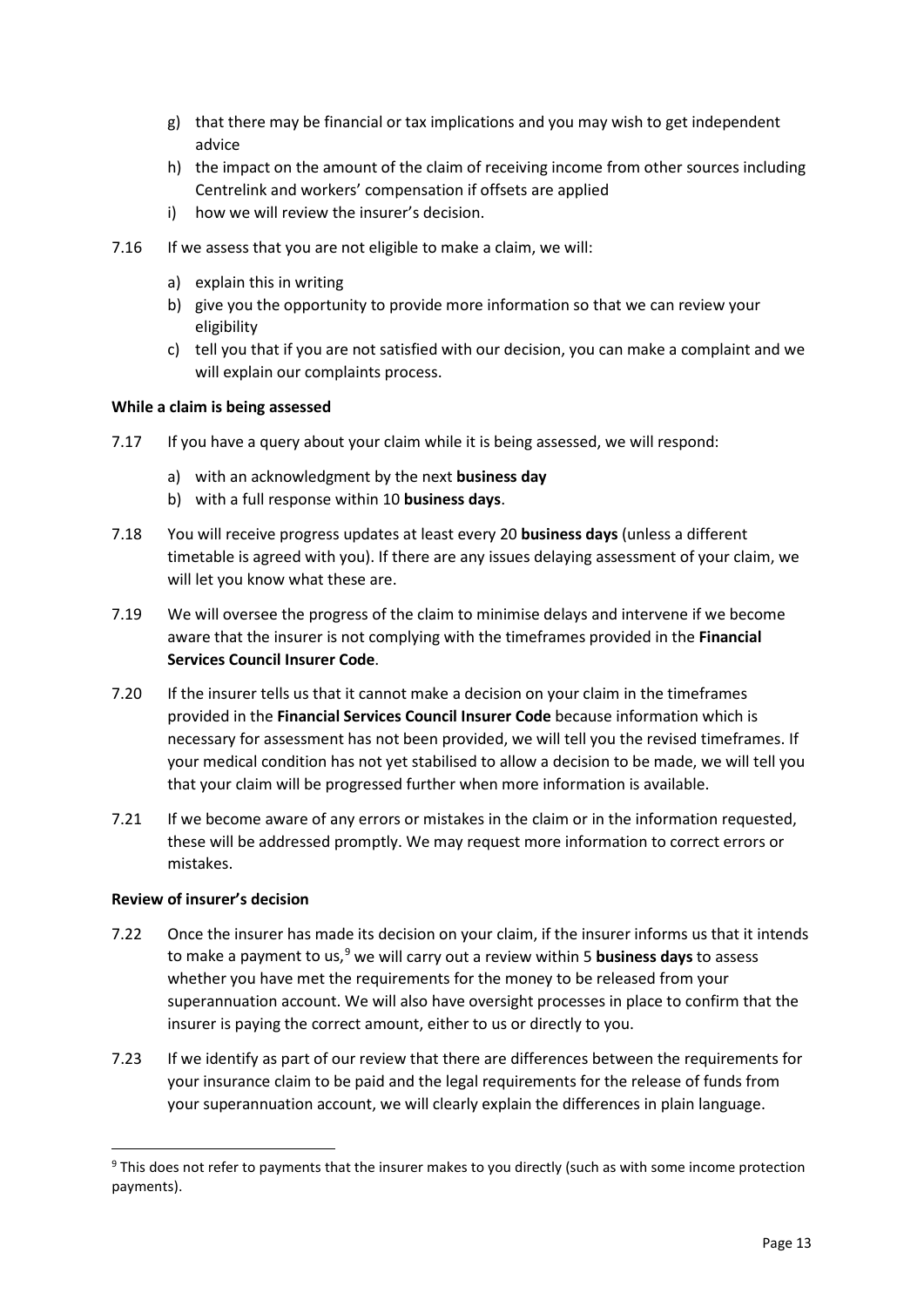g) that there may be financial or tax implications and you may wish to get independent advice
h) the impact on the amount of the claim of receiving income from other sources including Centrelink and workers' compensation if offsets are applied
i) how we will review the insurer's decision.

7.16 If we assess that you are not eligible to make a claim, we will:

a) explain this in writing
b) give you the opportunity to provide more information so that we can review your eligibility
c) tell you that if you are not satisfied with our decision, you can make a complaint and we will explain our complaints process.

**While a claim is being assessed**

7.17 If you have a query about your claim while it is being assessed, we will respond:

a) with an acknowledgment by the next **business day**
b) with a full response within 10 **business days**.

7.18 You will receive progress updates at least every 20 **business days** (unless a different timetable is agreed with you). If there are any issues delaying assessment of your claim, we will let you know what these are.

7.19 We will oversee the progress of the claim to minimise delays and intervene if we become aware that the insurer is not complying with the timeframes provided in the **Financial Services Council Insurer Code**.

7.20 If the insurer tells us that it cannot make a decision on your claim in the timeframes provided in the **Financial Services Council Insurer Code** because information which is necessary for assessment has not been provided, we will tell you the revised timeframes. If your medical condition has not yet stabilised to allow a decision to be made, we will tell you that your claim will be progressed further when more information is available.

7.21 If we become aware of any errors or mistakes in the claim or in the information requested, these will be addressed promptly. We may request more information to correct errors or mistakes.

**Review of insurer's decision**

7.22 Once the insurer has made its decision on your claim, if the insurer informs us that it intends to make a payment to us,[9] we will carry out a review within 5 **business days** to assess whether you have met the requirements for the money to be released from your superannuation account. We will also have oversight processes in place to confirm that the insurer is paying the correct amount, either to us or directly to you.

7.23 If we identify as part of our review that there are differences between the requirements for your insurance claim to be paid and the legal requirements for the release of funds from your superannuation account, we will clearly explain the differences in plain language.

[9] This does not refer to payments that the insurer makes to you directly (such as with some income protection payments).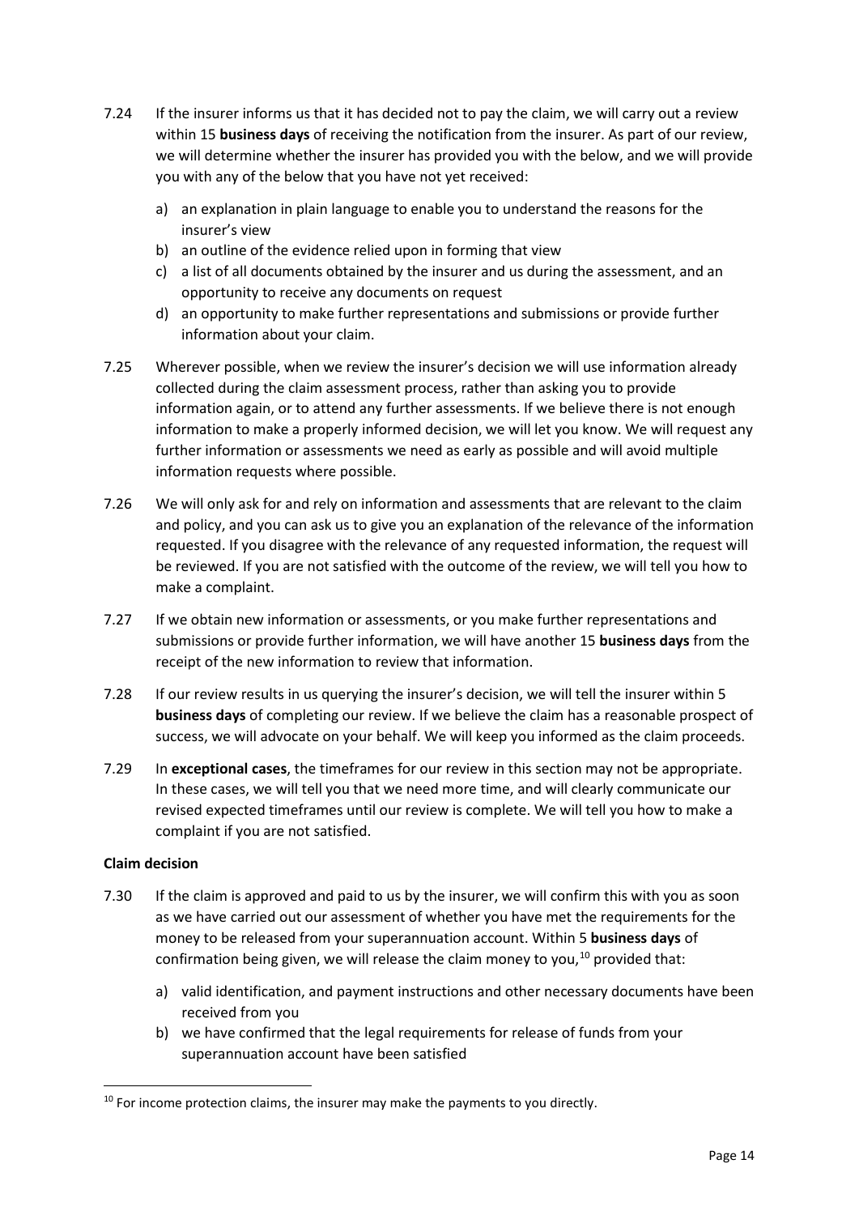7.24 If the insurer informs us that it has decided not to pay the claim, we will carry out a review within 15 **business days** of receiving the notification from the insurer. As part of our review, we will determine whether the insurer has provided you with the below, and we will provide you with any of the below that you have not yet received:

a) an explanation in plain language to enable you to understand the reasons for the insurer's view
b) an outline of the evidence relied upon in forming that view
c) a list of all documents obtained by the insurer and us during the assessment, and an opportunity to receive any documents on request
d) an opportunity to make further representations and submissions or provide further information about your claim.

7.25 Wherever possible, when we review the insurer's decision we will use information already collected during the claim assessment process, rather than asking you to provide information again, or to attend any further assessments. If we believe there is not enough information to make a properly informed decision, we will let you know. We will request any further information or assessments we need as early as possible and will avoid multiple information requests where possible.

7.26 We will only ask for and rely on information and assessments that are relevant to the claim and policy, and you can ask us to give you an explanation of the relevance of the information requested. If you disagree with the relevance of any requested information, the request will be reviewed. If you are not satisfied with the outcome of the review, we will tell you how to make a complaint.

7.27 If we obtain new information or assessments, or you make further representations and submissions or provide further information, we will have another 15 **business days** from the receipt of the new information to review that information.

7.28 If our review results in us querying the insurer's decision, we will tell the insurer within 5 **business days** of completing our review. If we believe the claim has a reasonable prospect of success, we will advocate on your behalf. We will keep you informed as the claim proceeds.

7.29 In **exceptional cases**, the timeframes for our review in this section may not be appropriate. In these cases, we will tell you that we need more time, and will clearly communicate our revised expected timeframes until our review is complete. We will tell you how to make a complaint if you are not satisfied.

**Claim decision**

7.30 If the claim is approved and paid to us by the insurer, we will confirm this with you as soon as we have carried out our assessment of whether you have met the requirements for the money to be released from your superannuation account. Within 5 **business days** of confirmation being given, we will release the claim money to you,[10] provided that:

a) valid identification, and payment instructions and other necessary documents have been received from you
b) we have confirmed that the legal requirements for release of funds from your superannuation account have been satisfied

[10] For income protection claims, the insurer may make the payments to you directly.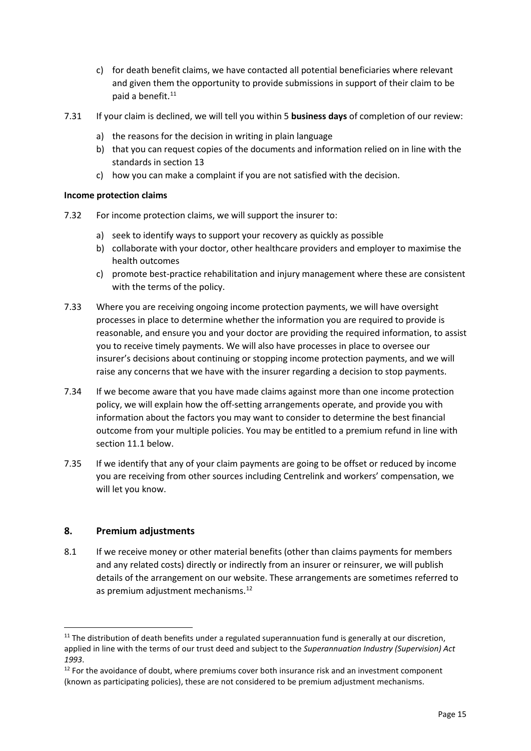c) for death benefit claims, we have contacted all potential beneficiaries where relevant and given them the opportunity to provide submissions in support of their claim to be paid a benefit.[11]

7.31 If your claim is declined, we will tell you within 5 **business days** of completion of our review:

a) the reasons for the decision in writing in plain language
b) that you can request copies of the documents and information relied on in line with the standards in section 13
c) how you can make a complaint if you are not satisfied with the decision.

**Income protection claims**

7.32 For income protection claims, we will support the insurer to:

a) seek to identify ways to support your recovery as quickly as possible
b) collaborate with your doctor, other healthcare providers and employer to maximise the health outcomes
c) promote best-practice rehabilitation and injury management where these are consistent with the terms of the policy.

7.33 Where you are receiving ongoing income protection payments, we will have oversight processes in place to determine whether the information you are required to provide is reasonable, and ensure you and your doctor are providing the required information, to assist you to receive timely payments. We will also have processes in place to oversee our insurer's decisions about continuing or stopping income protection payments, and we will raise any concerns that we have with the insurer regarding a decision to stop payments.

7.34 If we become aware that you have made claims against more than one income protection policy, we will explain how the off-setting arrangements operate, and provide you with information about the factors you may want to consider to determine the best financial outcome from your multiple policies. You may be entitled to a premium refund in line with section 11.1 below.

7.35 If we identify that any of your claim payments are going to be offset or reduced by income you are receiving from other sources including Centrelink and workers' compensation, we will let you know.

## 8. Premium adjustments

8.1 If we receive money or other material benefits (other than claims payments for members and any related costs) directly or indirectly from an insurer or reinsurer, we will publish details of the arrangement on our website. These arrangements are sometimes referred to as premium adjustment mechanisms.[12]

---

[11] The distribution of death benefits under a regulated superannuation fund is generally at our discretion, applied in line with the terms of our trust deed and subject to the *Superannuation Industry (Supervision) Act 1993*.

[12] For the avoidance of doubt, where premiums cover both insurance risk and an investment component (known as participating policies), these are not considered to be premium adjustment mechanisms.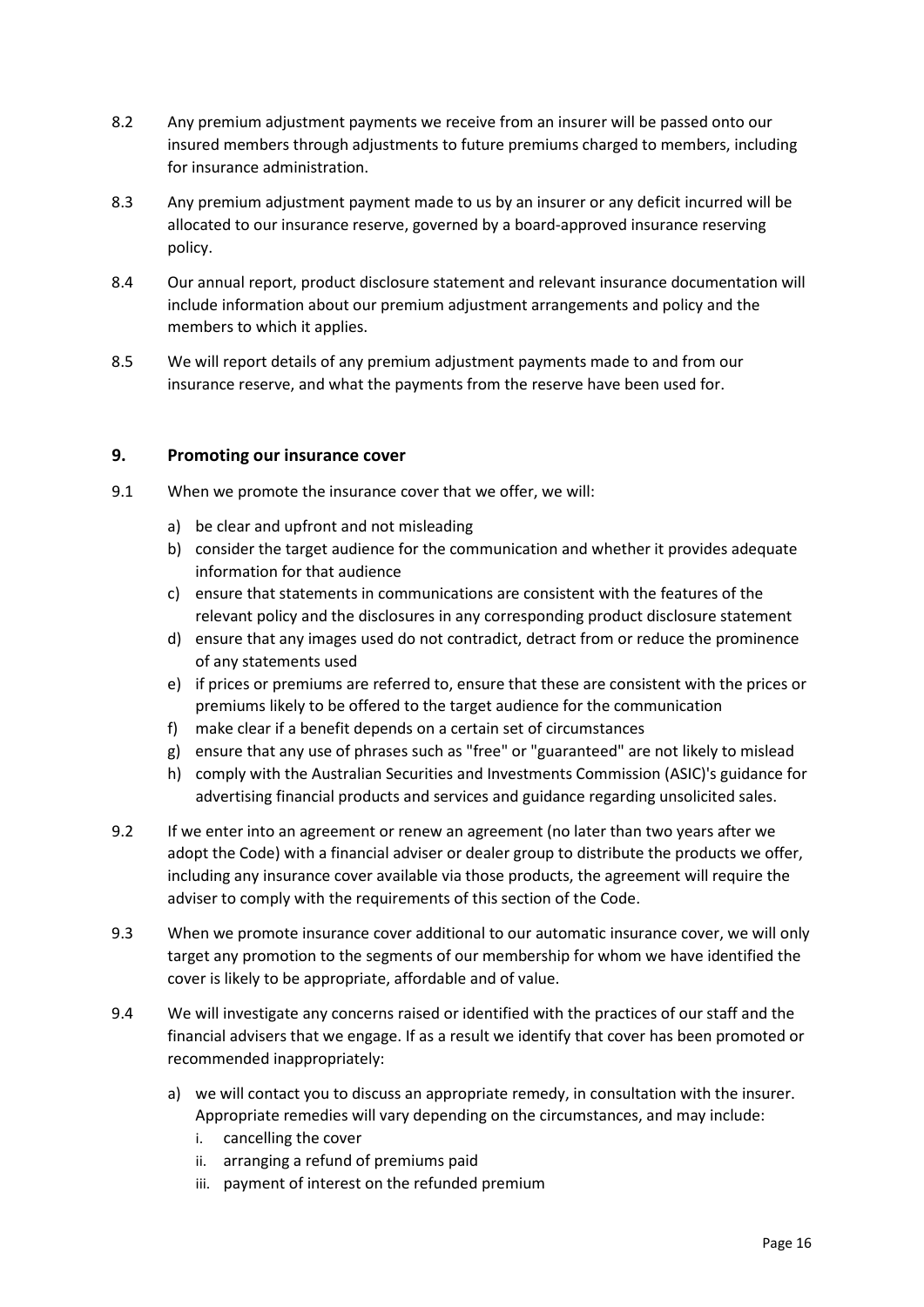8.2 Any premium adjustment payments we receive from an insurer will be passed onto our insured members through adjustments to future premiums charged to members, including for insurance administration.

8.3 Any premium adjustment payment made to us by an insurer or any deficit incurred will be allocated to our insurance reserve, governed by a board-approved insurance reserving policy.

8.4 Our annual report, product disclosure statement and relevant insurance documentation will include information about our premium adjustment arrangements and policy and the members to which it applies.

8.5 We will report details of any premium adjustment payments made to and from our insurance reserve, and what the payments from the reserve have been used for.

## 9. Promoting our insurance cover

9.1 When we promote the insurance cover that we offer, we will:

a) be clear and upfront and not misleading
b) consider the target audience for the communication and whether it provides adequate information for that audience
c) ensure that statements in communications are consistent with the features of the relevant policy and the disclosures in any corresponding product disclosure statement
d) ensure that any images used do not contradict, detract from or reduce the prominence of any statements used
e) if prices or premiums are referred to, ensure that these are consistent with the prices or premiums likely to be offered to the target audience for the communication
f) make clear if a benefit depends on a certain set of circumstances
g) ensure that any use of phrases such as "free" or "guaranteed" are not likely to mislead
h) comply with the Australian Securities and Investments Commission (ASIC)'s guidance for advertising financial products and services and guidance regarding unsolicited sales.

9.2 If we enter into an agreement or renew an agreement (no later than two years after we adopt the Code) with a financial adviser or dealer group to distribute the products we offer, including any insurance cover available via those products, the agreement will require the adviser to comply with the requirements of this section of the Code.

9.3 When we promote insurance cover additional to our automatic insurance cover, we will only target any promotion to the segments of our membership for whom we have identified the cover is likely to be appropriate, affordable and of value.

9.4 We will investigate any concerns raised or identified with the practices of our staff and the financial advisers that we engage. If as a result we identify that cover has been promoted or recommended inappropriately:

a) we will contact you to discuss an appropriate remedy, in consultation with the insurer. Appropriate remedies will vary depending on the circumstances, and may include:
   i. cancelling the cover
   ii. arranging a refund of premiums paid
   iii. payment of interest on the refunded premium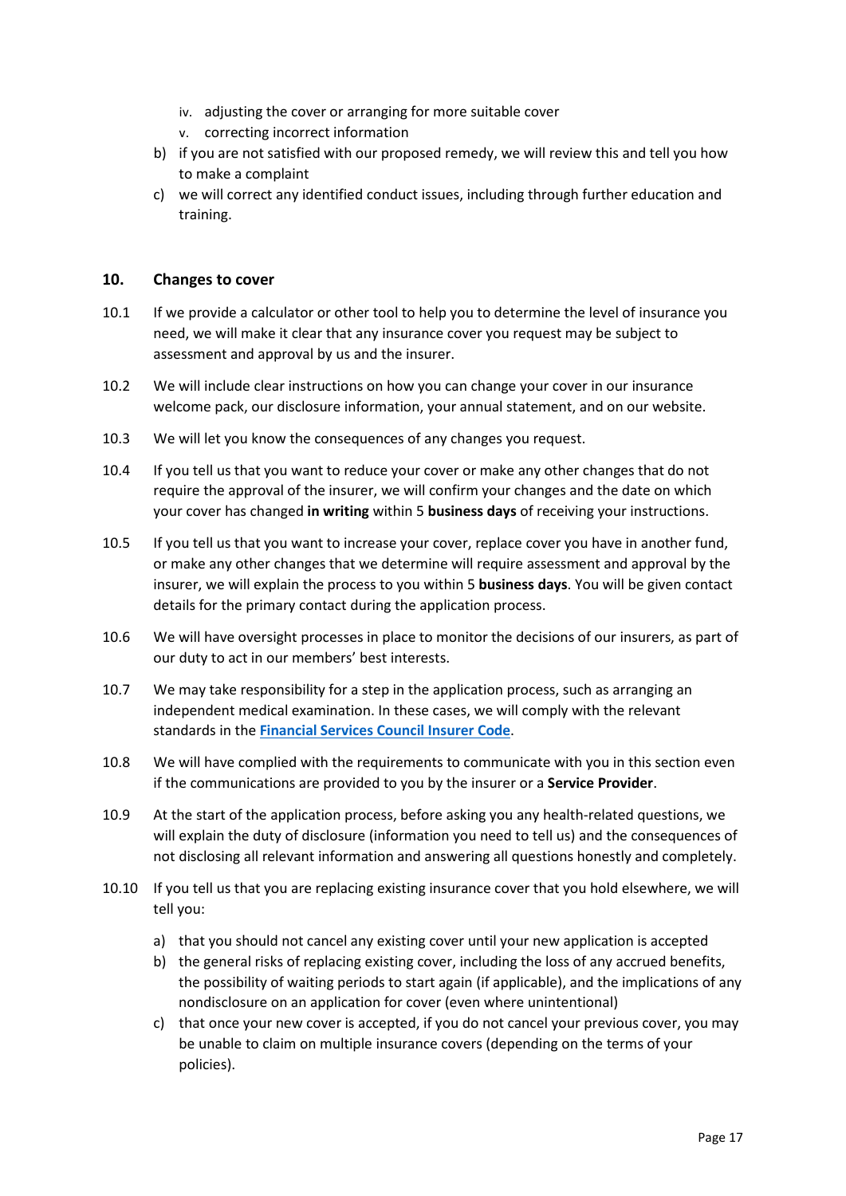iv. adjusting the cover or arranging for more suitable cover
   v. correcting incorrect information

b) if you are not satisfied with our proposed remedy, we will review this and tell you how to make a complaint

c) we will correct any identified conduct issues, including through further education and training.

## 10. Changes to cover

10.1 If we provide a calculator or other tool to help you to determine the level of insurance you need, we will make it clear that any insurance cover you request may be subject to assessment and approval by us and the insurer.

10.2 We will include clear instructions on how you can change your cover in our insurance welcome pack, our disclosure information, your annual statement, and on our website.

10.3 We will let you know the consequences of any changes you request.

10.4 If you tell us that you want to reduce your cover or make any other changes that do not require the approval of the insurer, we will confirm your changes and the date on which your cover has changed **in writing** within 5 **business days** of receiving your instructions.

10.5 If you tell us that you want to increase your cover, replace cover you have in another fund, or make any other changes that we determine will require assessment and approval by the insurer, we will explain the process to you within 5 **business days**. You will be given contact details for the primary contact during the application process.

10.6 We will have oversight processes in place to monitor the decisions of our insurers, as part of our duty to act in our members' best interests.

10.7 We may take responsibility for a step in the application process, such as arranging an independent medical examination. In these cases, we will comply with the relevant standards in the **Financial Services Council Insurer Code**.

10.8 We will have complied with the requirements to communicate with you in this section even if the communications are provided to you by the insurer or a **Service Provider**.

10.9 At the start of the application process, before asking you any health-related questions, we will explain the duty of disclosure (information you need to tell us) and the consequences of not disclosing all relevant information and answering all questions honestly and completely.

10.10 If you tell us that you are replacing existing insurance cover that you hold elsewhere, we will tell you:

a) that you should not cancel any existing cover until your new application is accepted

b) the general risks of replacing existing cover, including the loss of any accrued benefits, the possibility of waiting periods to start again (if applicable), and the implications of any nondisclosure on an application for cover (even where unintentional)

c) that once your new cover is accepted, if you do not cancel your previous cover, you may be unable to claim on multiple insurance covers (depending on the terms of your policies).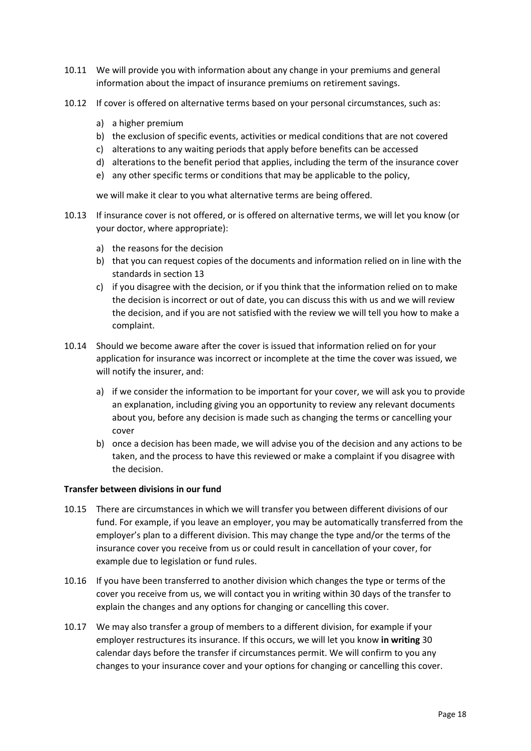10.11 We will provide you with information about any change in your premiums and general information about the impact of insurance premiums on retirement savings.

10.12 If cover is offered on alternative terms based on your personal circumstances, such as:

a) a higher premium
b) the exclusion of specific events, activities or medical conditions that are not covered
c) alterations to any waiting periods that apply before benefits can be accessed
d) alterations to the benefit period that applies, including the term of the insurance cover
e) any other specific terms or conditions that may be applicable to the policy,

we will make it clear to you what alternative terms are being offered.

10.13 If insurance cover is not offered, or is offered on alternative terms, we will let you know (or your doctor, where appropriate):

a) the reasons for the decision
b) that you can request copies of the documents and information relied on in line with the standards in section 13
c) if you disagree with the decision, or if you think that the information relied on to make the decision is incorrect or out of date, you can discuss this with us and we will review the decision, and if you are not satisfied with the review we will tell you how to make a complaint.

10.14 Should we become aware after the cover is issued that information relied on for your application for insurance was incorrect or incomplete at the time the cover was issued, we will notify the insurer, and:

a) if we consider the information to be important for your cover, we will ask you to provide an explanation, including giving you an opportunity to review any relevant documents about you, before any decision is made such as changing the terms or cancelling your cover
b) once a decision has been made, we will advise you of the decision and any actions to be taken, and the process to have this reviewed or make a complaint if you disagree with the decision.

**Transfer between divisions in our fund**

10.15 There are circumstances in which we will transfer you between different divisions of our fund. For example, if you leave an employer, you may be automatically transferred from the employer's plan to a different division. This may change the type and/or the terms of the insurance cover you receive from us or could result in cancellation of your cover, for example due to legislation or fund rules.

10.16 If you have been transferred to another division which changes the type or terms of the cover you receive from us, we will contact you in writing within 30 days of the transfer to explain the changes and any options for changing or cancelling this cover.

10.17 We may also transfer a group of members to a different division, for example if your employer restructures its insurance. If this occurs, we will let you know **in writing** 30 calendar days before the transfer if circumstances permit. We will confirm to you any changes to your insurance cover and your options for changing or cancelling this cover.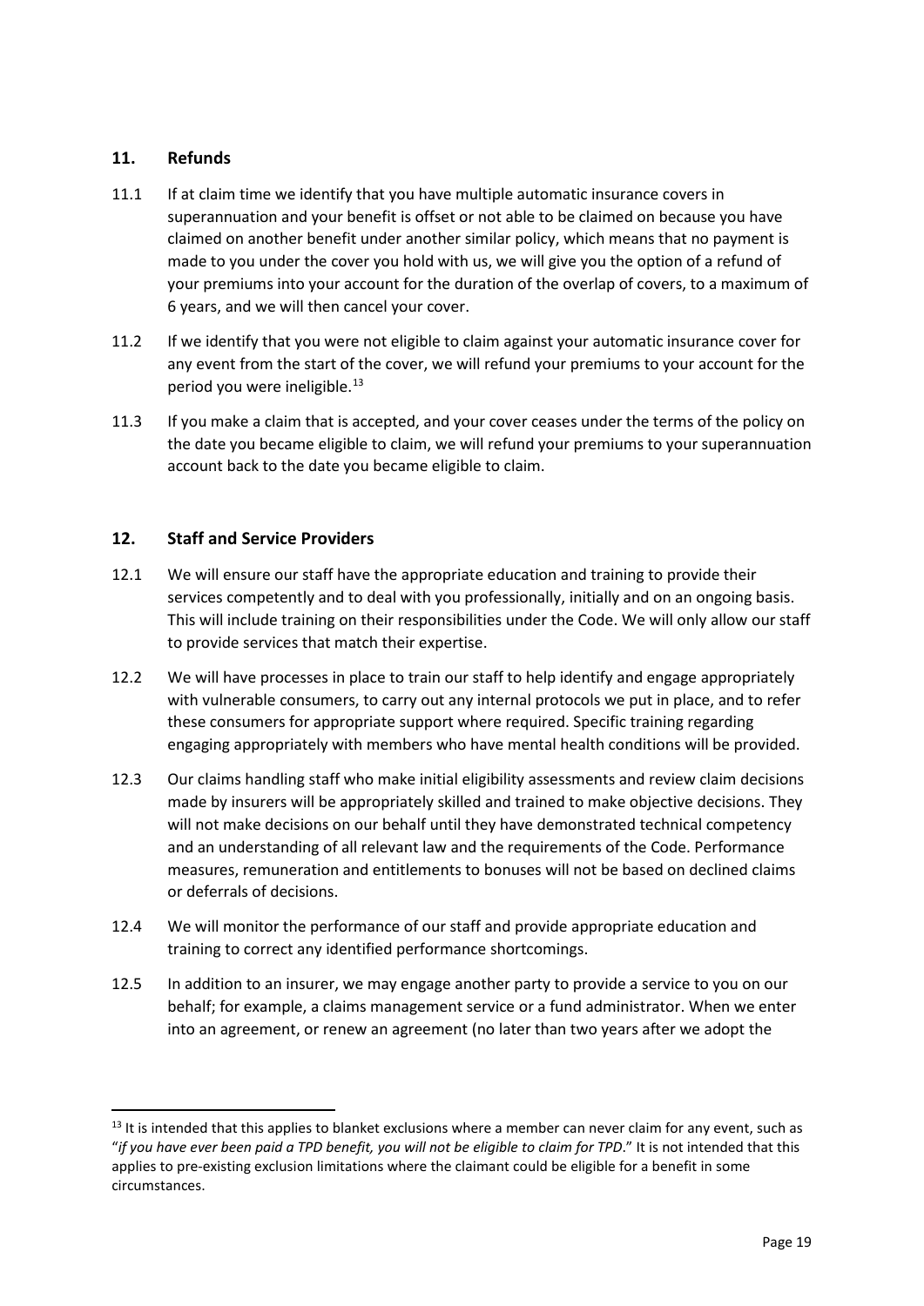## 11. Refunds

11.1 If at claim time we identify that you have multiple automatic insurance covers in superannuation and your benefit is offset or not able to be claimed on because you have claimed on another benefit under another similar policy, which means that no payment is made to you under the cover you hold with us, we will give you the option of a refund of your premiums into your account for the duration of the overlap of covers, to a maximum of 6 years, and we will then cancel your cover.

11.2 If we identify that you were not eligible to claim against your automatic insurance cover for any event from the start of the cover, we will refund your premiums to your account for the period you were ineligible.[13]

11.3 If you make a claim that is accepted, and your cover ceases under the terms of the policy on the date you became eligible to claim, we will refund your premiums to your superannuation account back to the date you became eligible to claim.

## 12. Staff and Service Providers

12.1 We will ensure our staff have the appropriate education and training to provide their services competently and to deal with you professionally, initially and on an ongoing basis. This will include training on their responsibilities under the Code. We will only allow our staff to provide services that match their expertise.

12.2 We will have processes in place to train our staff to help identify and engage appropriately with vulnerable consumers, to carry out any internal protocols we put in place, and to refer these consumers for appropriate support where required. Specific training regarding engaging appropriately with members who have mental health conditions will be provided.

12.3 Our claims handling staff who make initial eligibility assessments and review claim decisions made by insurers will be appropriately skilled and trained to make objective decisions. They will not make decisions on our behalf until they have demonstrated technical competency and an understanding of all relevant law and the requirements of the Code. Performance measures, remuneration and entitlements to bonuses will not be based on declined claims or deferrals of decisions.

12.4 We will monitor the performance of our staff and provide appropriate education and training to correct any identified performance shortcomings.

12.5 In addition to an insurer, we may engage another party to provide a service to you on our behalf; for example, a claims management service or a fund administrator. When we enter into an agreement, or renew an agreement (no later than two years after we adopt the

---

[13] It is intended that this applies to blanket exclusions where a member can never claim for any event, such as "*if you have ever been paid a TPD benefit, you will not be eligible to claim for TPD*." It is not intended that this applies to pre-existing exclusion limitations where the claimant could be eligible for a benefit in some circumstances.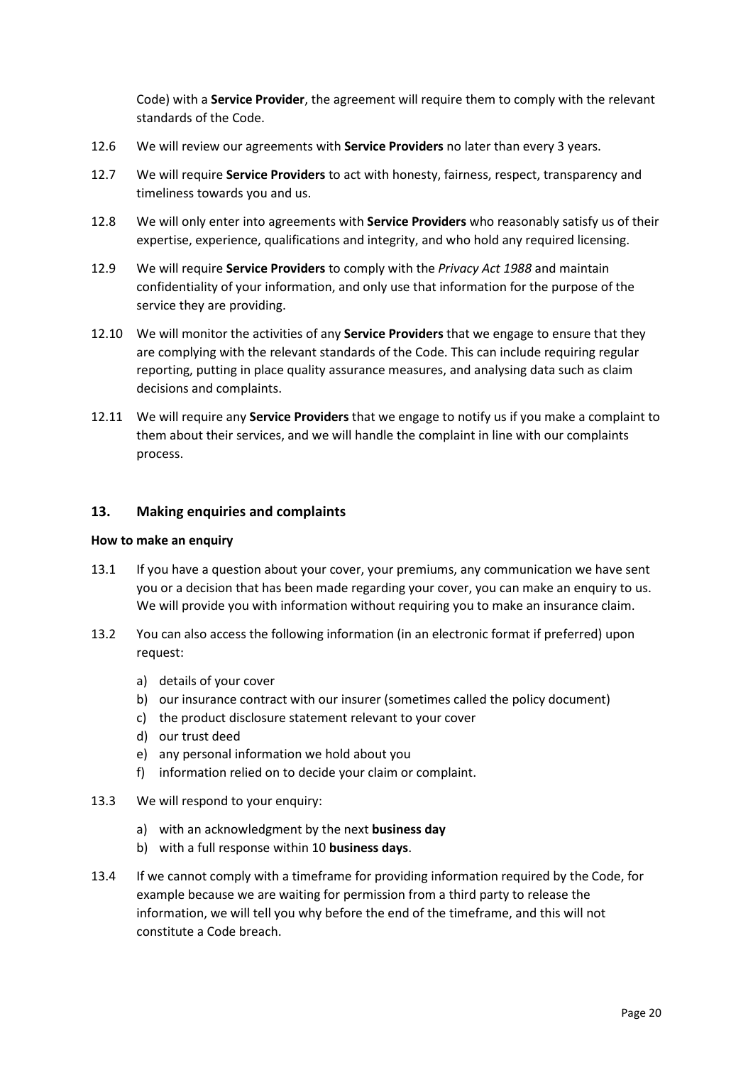Code) with a **Service Provider**, the agreement will require them to comply with the relevant standards of the Code.

12.6 We will review our agreements with **Service Providers** no later than every 3 years.

12.7 We will require **Service Providers** to act with honesty, fairness, respect, transparency and timeliness towards you and us.

12.8 We will only enter into agreements with **Service Providers** who reasonably satisfy us of their expertise, experience, qualifications and integrity, and who hold any required licensing.

12.9 We will require **Service Providers** to comply with the *Privacy Act 1988* and maintain confidentiality of your information, and only use that information for the purpose of the service they are providing.

12.10 We will monitor the activities of any **Service Providers** that we engage to ensure that they are complying with the relevant standards of the Code. This can include requiring regular reporting, putting in place quality assurance measures, and analysing data such as claim decisions and complaints.

12.11 We will require any **Service Providers** that we engage to notify us if you make a complaint to them about their services, and we will handle the complaint in line with our complaints process.

## 13. Making enquiries and complaints

**How to make an enquiry**

13.1 If you have a question about your cover, your premiums, any communication we have sent you or a decision that has been made regarding your cover, you can make an enquiry to us. We will provide you with information without requiring you to make an insurance claim.

13.2 You can also access the following information (in an electronic format if preferred) upon request:

a) details of your cover
b) our insurance contract with our insurer (sometimes called the policy document)
c) the product disclosure statement relevant to your cover
d) our trust deed
e) any personal information we hold about you
f) information relied on to decide your claim or complaint.

13.3 We will respond to your enquiry:

a) with an acknowledgment by the next **business day**
b) with a full response within 10 **business days**.

13.4 If we cannot comply with a timeframe for providing information required by the Code, for example because we are waiting for permission from a third party to release the information, we will tell you why before the end of the timeframe, and this will not constitute a Code breach.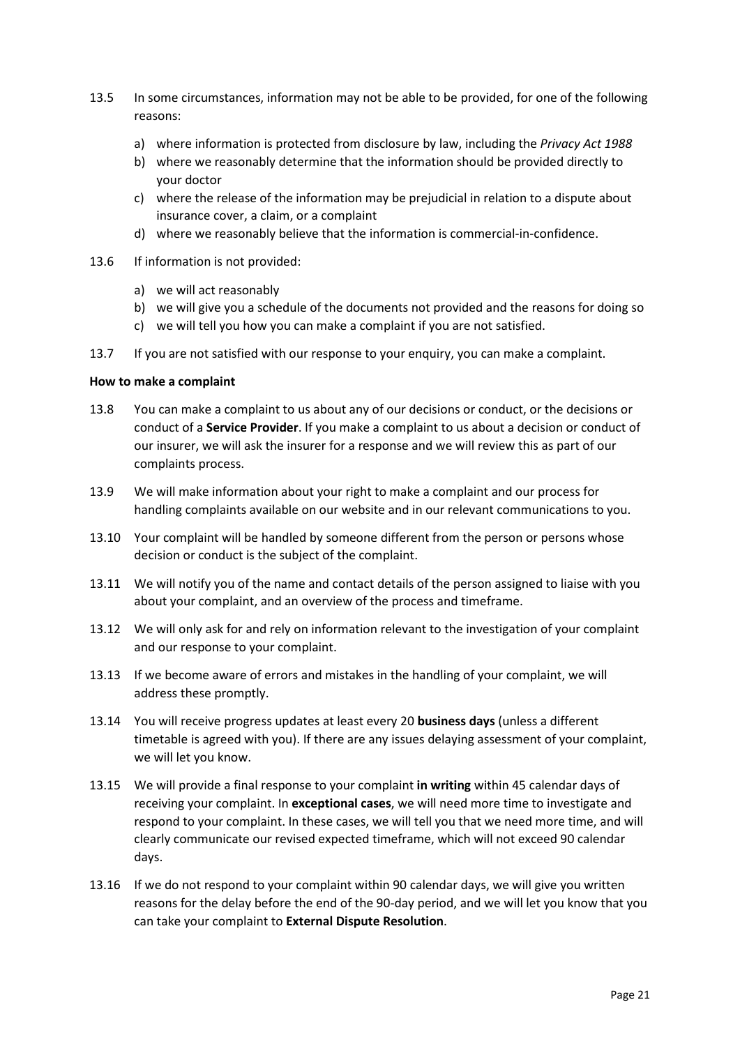13.5 In some circumstances, information may not be able to be provided, for one of the following reasons:

a) where information is protected from disclosure by law, including the *Privacy Act 1988*
b) where we reasonably determine that the information should be provided directly to your doctor
c) where the release of the information may be prejudicial in relation to a dispute about insurance cover, a claim, or a complaint
d) where we reasonably believe that the information is commercial-in-confidence.

13.6 If information is not provided:

a) we will act reasonably
b) we will give you a schedule of the documents not provided and the reasons for doing so
c) we will tell you how you can make a complaint if you are not satisfied.

13.7 If you are not satisfied with our response to your enquiry, you can make a complaint.

**How to make a complaint**

13.8 You can make a complaint to us about any of our decisions or conduct, or the decisions or conduct of a **Service Provider**. If you make a complaint to us about a decision or conduct of our insurer, we will ask the insurer for a response and we will review this as part of our complaints process.

13.9 We will make information about your right to make a complaint and our process for handling complaints available on our website and in our relevant communications to you.

13.10 Your complaint will be handled by someone different from the person or persons whose decision or conduct is the subject of the complaint.

13.11 We will notify you of the name and contact details of the person assigned to liaise with you about your complaint, and an overview of the process and timeframe.

13.12 We will only ask for and rely on information relevant to the investigation of your complaint and our response to your complaint.

13.13 If we become aware of errors and mistakes in the handling of your complaint, we will address these promptly.

13.14 You will receive progress updates at least every 20 **business days** (unless a different timetable is agreed with you). If there are any issues delaying assessment of your complaint, we will let you know.

13.15 We will provide a final response to your complaint **in writing** within 45 calendar days of receiving your complaint. In **exceptional cases**, we will need more time to investigate and respond to your complaint. In these cases, we will tell you that we need more time, and will clearly communicate our revised expected timeframe, which will not exceed 90 calendar days.

13.16 If we do not respond to your complaint within 90 calendar days, we will give you written reasons for the delay before the end of the 90-day period, and we will let you know that you can take your complaint to **External Dispute Resolution**.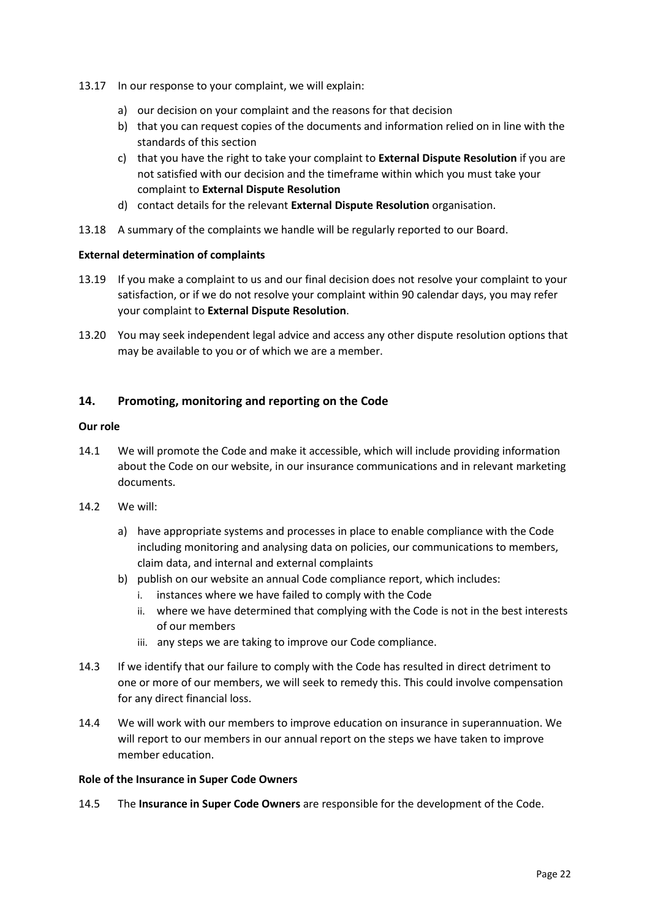13.17 In our response to your complaint, we will explain:

a) our decision on your complaint and the reasons for that decision
b) that you can request copies of the documents and information relied on in line with the standards of this section
c) that you have the right to take your complaint to **External Dispute Resolution** if you are not satisfied with our decision and the timeframe within which you must take your complaint to **External Dispute Resolution**
d) contact details for the relevant **External Dispute Resolution** organisation.

13.18 A summary of the complaints we handle will be regularly reported to our Board.

**External determination of complaints**

13.19 If you make a complaint to us and our final decision does not resolve your complaint to your satisfaction, or if we do not resolve your complaint within 90 calendar days, you may refer your complaint to **External Dispute Resolution**.

13.20 You may seek independent legal advice and access any other dispute resolution options that may be available to you or of which we are a member.

## 14. Promoting, monitoring and reporting on the Code

**Our role**

14.1 We will promote the Code and make it accessible, which will include providing information about the Code on our website, in our insurance communications and in relevant marketing documents.

14.2 We will:

a) have appropriate systems and processes in place to enable compliance with the Code including monitoring and analysing data on policies, our communications to members, claim data, and internal and external complaints
b) publish on our website an annual Code compliance report, which includes:
   i. instances where we have failed to comply with the Code
   ii. where we have determined that complying with the Code is not in the best interests of our members
   iii. any steps we are taking to improve our Code compliance.

14.3 If we identify that our failure to comply with the Code has resulted in direct detriment to one or more of our members, we will seek to remedy this. This could involve compensation for any direct financial loss.

14.4 We will work with our members to improve education on insurance in superannuation. We will report to our members in our annual report on the steps we have taken to improve member education.

**Role of the Insurance in Super Code Owners**

14.5 The **Insurance in Super Code Owners** are responsible for the development of the Code.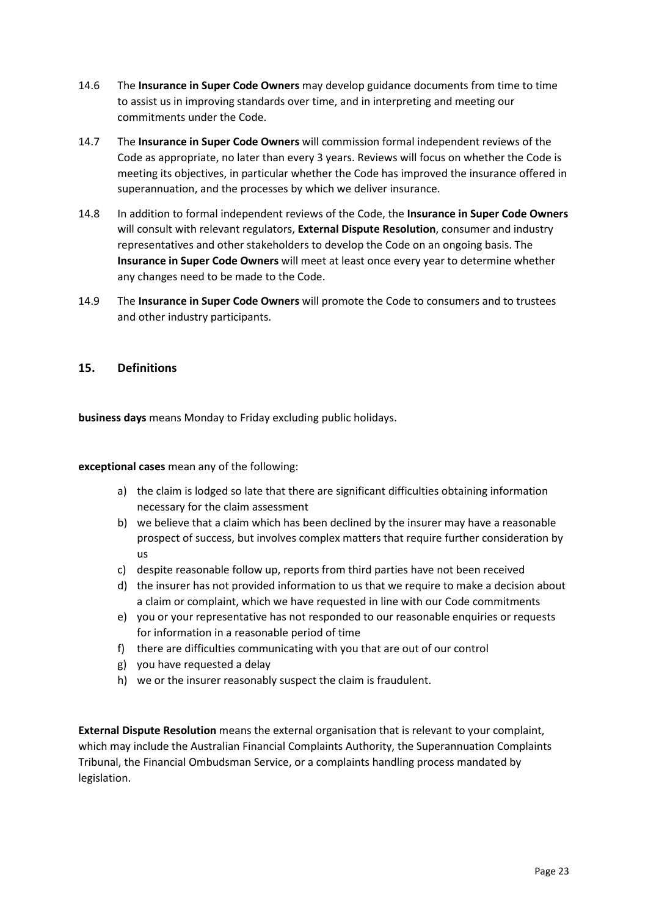14.6 The **Insurance in Super Code Owners** may develop guidance documents from time to time to assist us in improving standards over time, and in interpreting and meeting our commitments under the Code.

14.7 The **Insurance in Super Code Owners** will commission formal independent reviews of the Code as appropriate, no later than every 3 years. Reviews will focus on whether the Code is meeting its objectives, in particular whether the Code has improved the insurance offered in superannuation, and the processes by which we deliver insurance.

14.8 In addition to formal independent reviews of the Code, the **Insurance in Super Code Owners** will consult with relevant regulators, **External Dispute Resolution**, consumer and industry representatives and other stakeholders to develop the Code on an ongoing basis. The **Insurance in Super Code Owners** will meet at least once every year to determine whether any changes need to be made to the Code.

14.9 The **Insurance in Super Code Owners** will promote the Code to consumers and to trustees and other industry participants.

## 15. Definitions

**business days** means Monday to Friday excluding public holidays.

**exceptional cases** mean any of the following:

a) the claim is lodged so late that there are significant difficulties obtaining information necessary for the claim assessment
b) we believe that a claim which has been declined by the insurer may have a reasonable prospect of success, but involves complex matters that require further consideration by us
c) despite reasonable follow up, reports from third parties have not been received
d) the insurer has not provided information to us that we require to make a decision about a claim or complaint, which we have requested in line with our Code commitments
e) you or your representative has not responded to our reasonable enquiries or requests for information in a reasonable period of time
f) there are difficulties communicating with you that are out of our control
g) you have requested a delay
h) we or the insurer reasonably suspect the claim is fraudulent.

**External Dispute Resolution** means the external organisation that is relevant to your complaint, which may include the Australian Financial Complaints Authority, the Superannuation Complaints Tribunal, the Financial Ombudsman Service, or a complaints handling process mandated by legislation.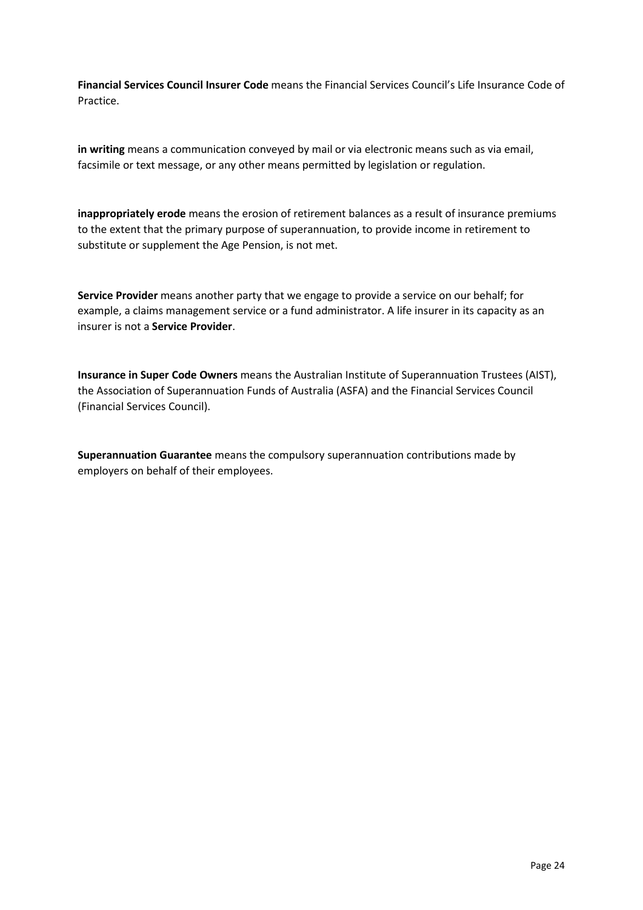**Financial Services Council Insurer Code** means the Financial Services Council's Life Insurance Code of Practice.

**in writing** means a communication conveyed by mail or via electronic means such as via email, facsimile or text message, or any other means permitted by legislation or regulation.

**inappropriately erode** means the erosion of retirement balances as a result of insurance premiums to the extent that the primary purpose of superannuation, to provide income in retirement to substitute or supplement the Age Pension, is not met.

**Service Provider** means another party that we engage to provide a service on our behalf; for example, a claims management service or a fund administrator. A life insurer in its capacity as an insurer is not a **Service Provider**.

**Insurance in Super Code Owners** means the Australian Institute of Superannuation Trustees (AIST), the Association of Superannuation Funds of Australia (ASFA) and the Financial Services Council (Financial Services Council).

**Superannuation Guarantee** means the compulsory superannuation contributions made by employers on behalf of their employees.